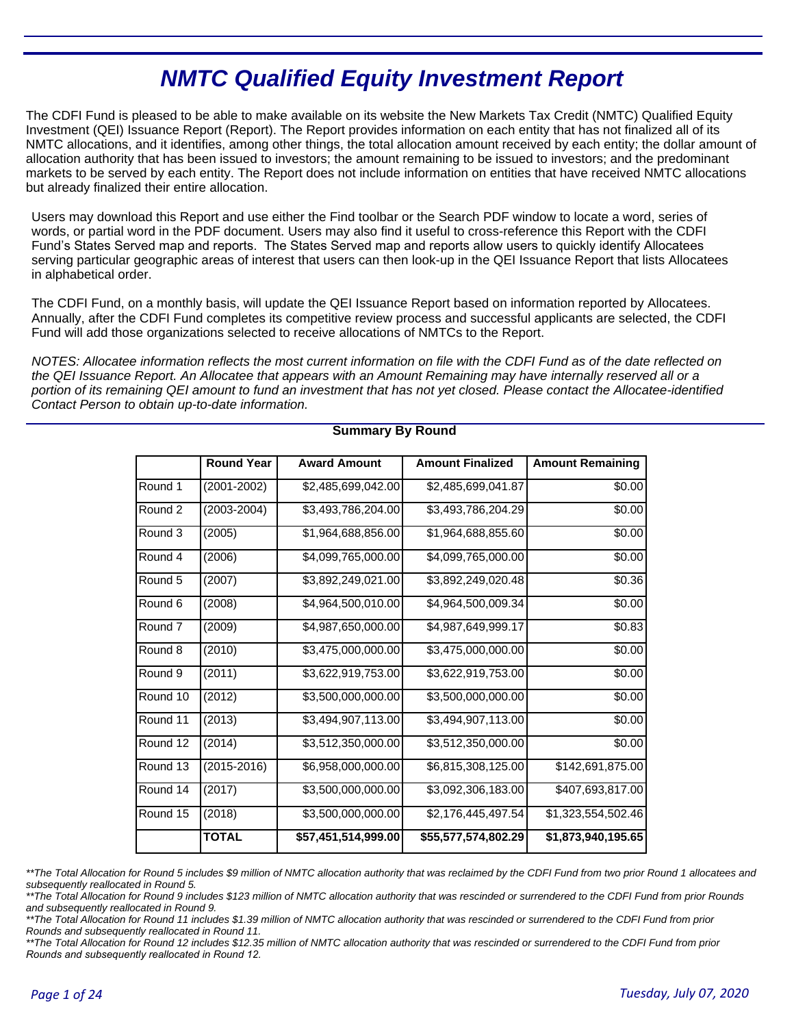# NMTC Qualified Equity Investment Report

The CDFI Fund is pleased to be able to make available on its website the New Markets Tax Credit (NMTC) Qualified Equity Investment (QEI) Issuance Report (Report). The Report provides information on each entity that has not finalized all of its NMTC allocations, and it identifies, among other things, the total allocation amount received by each entity; the dollar amount of allocation authority that has been issued to investors; the amount remaining to be issued to investors; and the predominant markets to be served by each entity. The Report does not include information on entities that have received NMTC allocations but already finalized their entire allocation.

Users may download this Report and use either the Find toolbar or the Search PDF window to locate a word, series of words, or partial word in the PDF document. Users may also find it useful to cross-reference this Report with the CDFI Fund's States Served map and reports. The States Served map and reports allow users to quickly identify Allocatees serving particular geographic areas of interest that users can then look-up in the QEI Issuance Report that lists Allocatees in alphabetical order.

The CDFI Fund, on a monthly basis, will update the QEI Issuance Report based on information reported by Allocatees. Annually, after the CDFI Fund completes its competitive review process and successful applicants are selected, the CDFI Fund will add those organizations selected to receive allocations of NMTCs to the Report.

*NOTES: Allocatee information reflects the most current information on file with the CDFI Fund as of the date reflected on the QEI Issuance Report. An Allocatee that appears with an Amount Remaining may have internally reserved all or a portion of its remaining QEI amount to fund an investment that has not yet closed. Please contact the Allocatee-identified Contact Person to obtain up-to-date information.*

## Summary By Round

| | Round Year | Award Amount | Amount Finalized | Amount Remaining |
|---|---|---|---|---|
| Round 1 | (2001-2002) | $2,485,699,042.00 | $2,485,699,041.87 | $0.00 |
| Round 2 | (2003-2004) | $3,493,786,204.00 | $3,493,786,204.29 | $0.00 |
| Round 3 | (2005) | $1,964,688,856.00 | $1,964,688,855.60 | $0.00 |
| Round 4 | (2006) | $4,099,765,000.00 | $4,099,765,000.00 | $0.00 |
| Round 5 | (2007) | $3,892,249,021.00 | $3,892,249,020.48 | $0.36 |
| Round 6 | (2008) | $4,964,500,010.00 | $4,964,500,009.34 | $0.00 |
| Round 7 | (2009) | $4,987,650,000.00 | $4,987,649,999.17 | $0.83 |
| Round 8 | (2010) | $3,475,000,000.00 | $3,475,000,000.00 | $0.00 |
| Round 9 | (2011) | $3,622,919,753.00 | $3,622,919,753.00 | $0.00 |
| Round 10 | (2012) | $3,500,000,000.00 | $3,500,000,000.00 | $0.00 |
| Round 11 | (2013) | $3,494,907,113.00 | $3,494,907,113.00 | $0.00 |
| Round 12 | (2014) | $3,512,350,000.00 | $3,512,350,000.00 | $0.00 |
| Round 13 | (2015-2016) | $6,958,000,000.00 | $6,815,308,125.00 | $142,691,875.00 |
| Round 14 | (2017) | $3,500,000,000.00 | $3,092,306,183.00 | $407,693,817.00 |
| Round 15 | (2018) | $3,500,000,000.00 | $2,176,445,497.54 | $1,323,554,502.46 |
| | **TOTAL** | **$57,451,514,999.00** | **$55,577,574,802.29** | **$1,873,940,195.65** |

*\*\*The Total Allocation for Round 5 includes $9 million of NMTC allocation authority that was reclaimed by the CDFI Fund from two prior Round 1 allocatees and subsequently reallocated in Round 5.*

*\*\*The Total Allocation for Round 9 includes $123 million of NMTC allocation authority that was rescinded or surrendered to the CDFI Fund from prior Rounds and subsequently reallocated in Round 9.*

*\*\*The Total Allocation for Round 11 includes $1.39 million of NMTC allocation authority that was rescinded or surrendered to the CDFI Fund from prior Rounds and subsequently reallocated in Round 11.*

*\*\*The Total Allocation for Round 12 includes $12.35 million of NMTC allocation authority that was rescinded or surrendered to the CDFI Fund from prior Rounds and subsequently reallocated in Round 12.*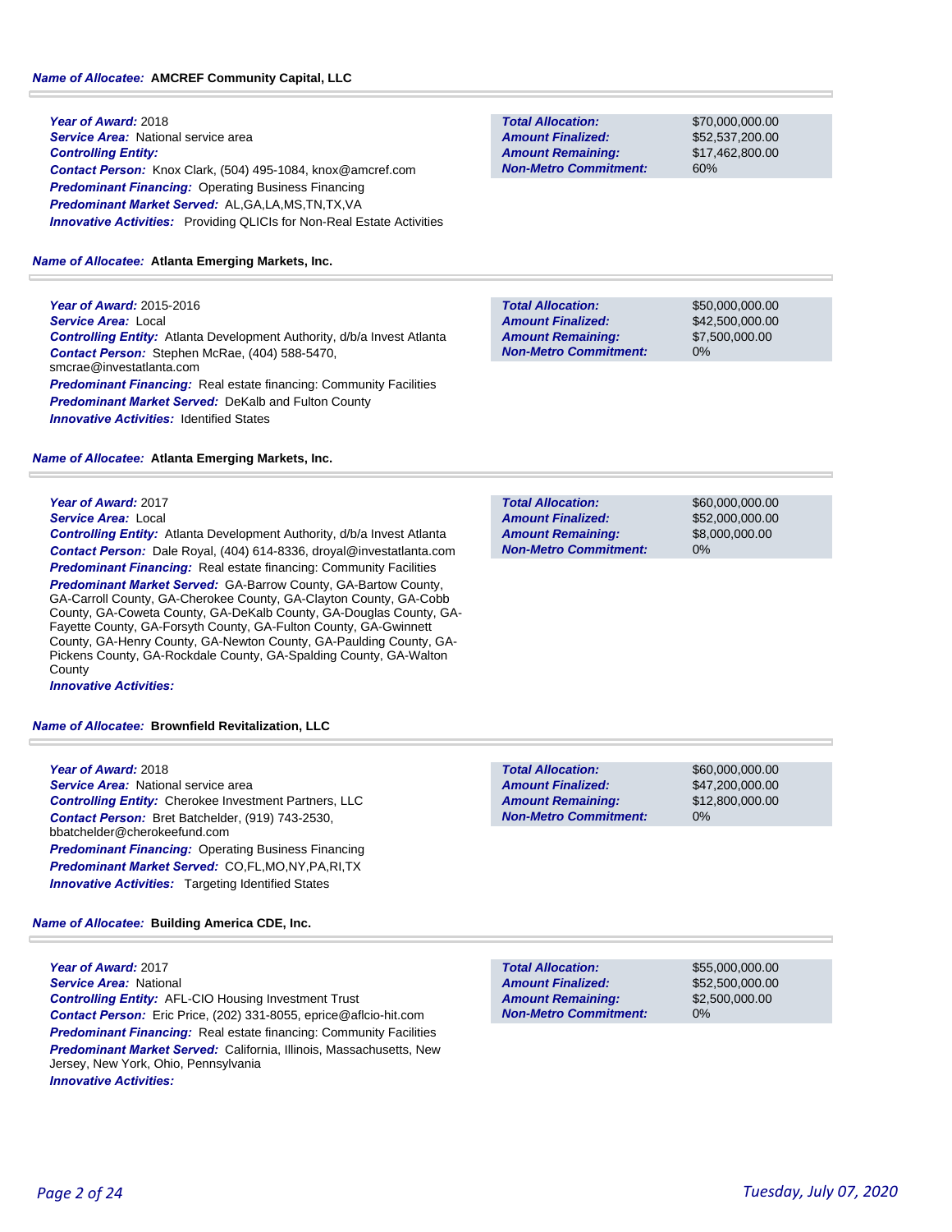**Name of Allocatee:** AMCREF Community Capital, LLC

**Year of Award:** 2018
**Service Area:** National service area
**Controlling Entity:**
**Contact Person:** Knox Clark, (504) 495-1084, knox@amcref.com
**Predominant Financing:** Operating Business Financing
**Predominant Market Served:** AL,GA,LA,MS,TN,TX,VA
**Innovative Activities:** Providing QLICIs for Non-Real Estate Activities

| | |
|---|---|
| **Total Allocation:** | $70,000,000.00 |
| **Amount Finalized:** | $52,537,200.00 |
| **Amount Remaining:** | $17,462,800.00 |
| **Non-Metro Commitment:** | 60% |

**Name of Allocatee:** Atlanta Emerging Markets, Inc.

**Year of Award:** 2015-2016
**Service Area:** Local
**Controlling Entity:** Atlanta Development Authority, d/b/a Invest Atlanta
**Contact Person:** Stephen McRae, (404) 588-5470, smcrae@investatlanta.com
**Predominant Financing:** Real estate financing: Community Facilities
**Predominant Market Served:** DeKalb and Fulton County
**Innovative Activities:** Identified States

| | |
|---|---|
| **Total Allocation:** | $50,000,000.00 |
| **Amount Finalized:** | $42,500,000.00 |
| **Amount Remaining:** | $7,500,000.00 |
| **Non-Metro Commitment:** | 0% |

**Name of Allocatee:** Atlanta Emerging Markets, Inc.

**Year of Award:** 2017
**Service Area:** Local
**Controlling Entity:** Atlanta Development Authority, d/b/a Invest Atlanta
**Contact Person:** Dale Royal, (404) 614-8336, droyal@investatlanta.com
**Predominant Financing:** Real estate financing: Community Facilities
**Predominant Market Served:** GA-Barrow County, GA-Bartow County, GA-Carroll County, GA-Cherokee County, GA-Clayton County, GA-Cobb County, GA-Coweta County, GA-DeKalb County, GA-Douglas County, GA-Fayette County, GA-Forsyth County, GA-Fulton County, GA-Gwinnett County, GA-Henry County, GA-Newton County, GA-Paulding County, GA-Pickens County, GA-Rockdale County, GA-Spalding County, GA-Walton County
**Innovative Activities:**

| | |
|---|---|
| **Total Allocation:** | $60,000,000.00 |
| **Amount Finalized:** | $52,000,000.00 |
| **Amount Remaining:** | $8,000,000.00 |
| **Non-Metro Commitment:** | 0% |

**Name of Allocatee:** Brownfield Revitalization, LLC

**Year of Award:** 2018
**Service Area:** National service area
**Controlling Entity:** Cherokee Investment Partners, LLC
**Contact Person:** Bret Batchelder, (919) 743-2530, bbatchelder@cherokeefund.com
**Predominant Financing:** Operating Business Financing
**Predominant Market Served:** CO,FL,MO,NY,PA,RI,TX
**Innovative Activities:** Targeting Identified States

| | |
|---|---|
| **Total Allocation:** | $60,000,000.00 |
| **Amount Finalized:** | $47,200,000.00 |
| **Amount Remaining:** | $12,800,000.00 |
| **Non-Metro Commitment:** | 0% |

**Name of Allocatee:** Building America CDE, Inc.

**Year of Award:** 2017
**Service Area:** National
**Controlling Entity:** AFL-CIO Housing Investment Trust
**Contact Person:** Eric Price, (202) 331-8055, eprice@aflcio-hit.com
**Predominant Financing:** Real estate financing: Community Facilities
**Predominant Market Served:** California, Illinois, Massachusetts, New Jersey, New York, Ohio, Pennsylvania
**Innovative Activities:**

| | |
|---|---|
| **Total Allocation:** | $55,000,000.00 |
| **Amount Finalized:** | $52,500,000.00 |
| **Amount Remaining:** | $2,500,000.00 |
| **Non-Metro Commitment:** | 0% |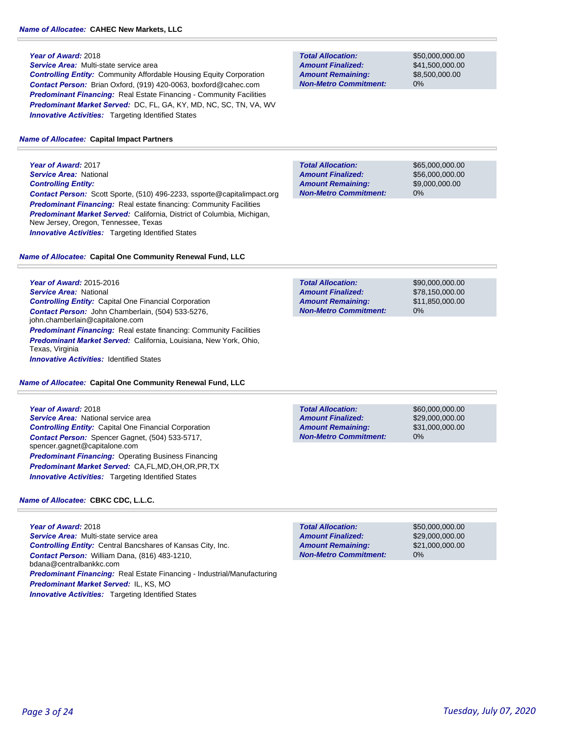**Name of Allocatee:** **CAHEC New Markets, LLC**

***Year of Award:*** 2018
***Service Area:*** Multi-state service area
***Controlling Entity:*** Community Affordable Housing Equity Corporation
***Contact Person:*** Brian Oxford, (919) 420-0063, boxford@cahec.com
***Predominant Financing:*** Real Estate Financing - Community Facilities
***Predominant Market Served:*** DC, FL, GA, KY, MD, NC, SC, TN, VA, WV
***Innovative Activities:*** Targeting Identified States

| | |
|---|---|
| ***Total Allocation:*** | $50,000,000.00 |
| ***Amount Finalized:*** | $41,500,000.00 |
| ***Amount Remaining:*** | $8,500,000.00 |
| ***Non-Metro Commitment:*** | 0% |

**Name of Allocatee:** **Capital Impact Partners**

***Year of Award:*** 2017
***Service Area:*** National
***Controlling Entity:***
***Contact Person:*** Scott Sporte, (510) 496-2233, ssporte@capitalimpact.org
***Predominant Financing:*** Real estate financing: Community Facilities
***Predominant Market Served:*** California, District of Columbia, Michigan, New Jersey, Oregon, Tennessee, Texas
***Innovative Activities:*** Targeting Identified States

| | |
|---|---|
| ***Total Allocation:*** | $65,000,000.00 |
| ***Amount Finalized:*** | $56,000,000.00 |
| ***Amount Remaining:*** | $9,000,000.00 |
| ***Non-Metro Commitment:*** | 0% |

**Name of Allocatee:** **Capital One Community Renewal Fund, LLC**

***Year of Award:*** 2015-2016
***Service Area:*** National
***Controlling Entity:*** Capital One Financial Corporation
***Contact Person:*** John Chamberlain, (504) 533-5276, john.chamberlain@capitalone.com
***Predominant Financing:*** Real estate financing: Community Facilities
***Predominant Market Served:*** California, Louisiana, New York, Ohio, Texas, Virginia
***Innovative Activities:*** Identified States

| | |
|---|---|
| ***Total Allocation:*** | $90,000,000.00 |
| ***Amount Finalized:*** | $78,150,000.00 |
| ***Amount Remaining:*** | $11,850,000.00 |
| ***Non-Metro Commitment:*** | 0% |

**Name of Allocatee:** **Capital One Community Renewal Fund, LLC**

***Year of Award:*** 2018
***Service Area:*** National service area
***Controlling Entity:*** Capital One Financial Corporation
***Contact Person:*** Spencer Gagnet, (504) 533-5717, spencer.gagnet@capitalone.com
***Predominant Financing:*** Operating Business Financing
***Predominant Market Served:*** CA,FL,MD,OH,OR,PR,TX
***Innovative Activities:*** Targeting Identified States

| | |
|---|---|
| ***Total Allocation:*** | $60,000,000.00 |
| ***Amount Finalized:*** | $29,000,000.00 |
| ***Amount Remaining:*** | $31,000,000.00 |
| ***Non-Metro Commitment:*** | 0% |

**Name of Allocatee:** **CBKC CDC, L.L.C.**

***Year of Award:*** 2018
***Service Area:*** Multi-state service area
***Controlling Entity:*** Central Bancshares of Kansas City, Inc.
***Contact Person:*** William Dana, (816) 483-1210, bdana@centralbankkc.com
***Predominant Financing:*** Real Estate Financing - Industrial/Manufacturing
***Predominant Market Served:*** IL, KS, MO
***Innovative Activities:*** Targeting Identified States

| | |
|---|---|
| ***Total Allocation:*** | $50,000,000.00 |
| ***Amount Finalized:*** | $29,000,000.00 |
| ***Amount Remaining:*** | $21,000,000.00 |
| ***Non-Metro Commitment:*** | 0% |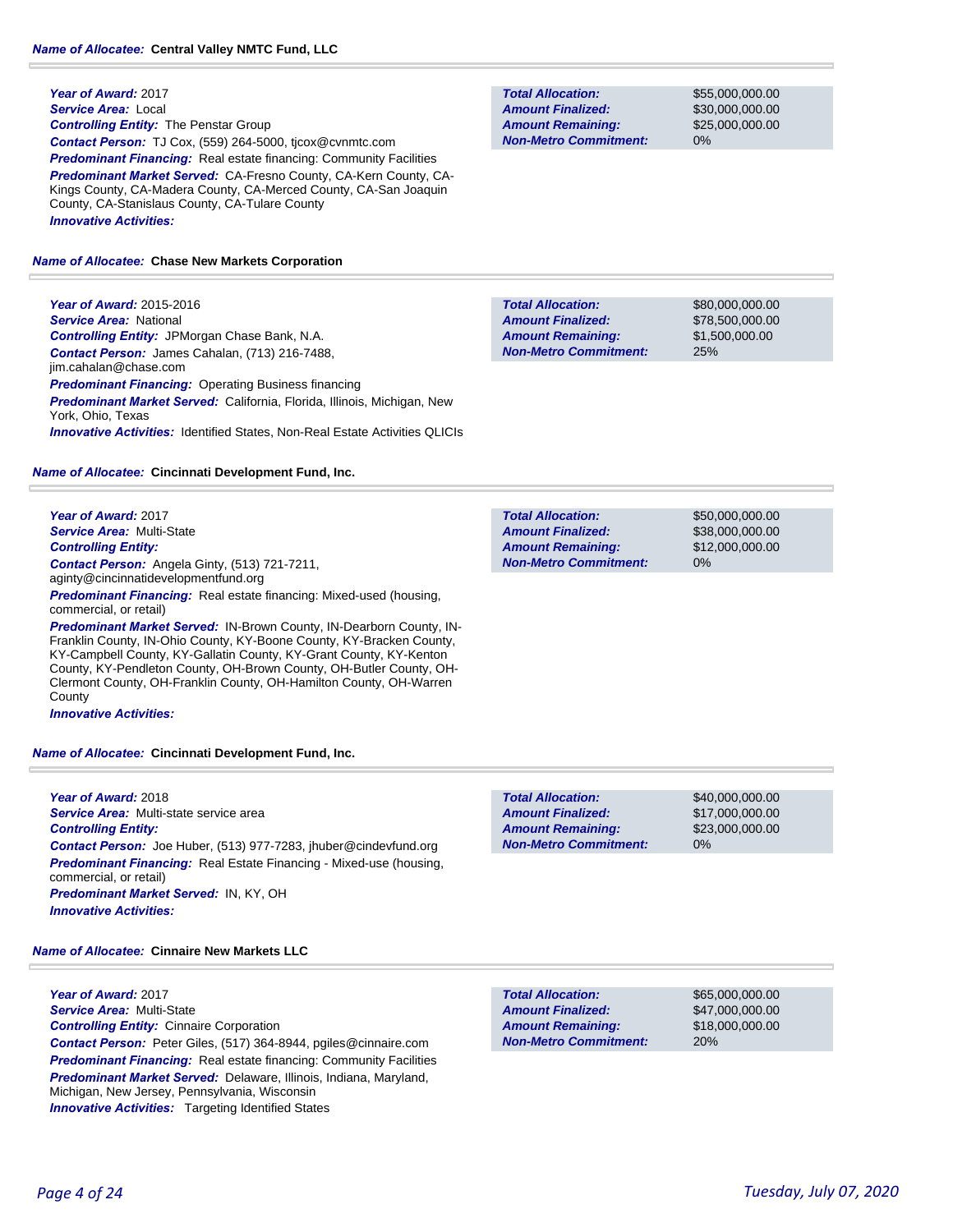**Name of Allocatee: Central Valley NMTC Fund, LLC**

***Year of Award:*** 2017
***Service Area:*** Local
***Controlling Entity:*** The Penstar Group
***Contact Person:*** TJ Cox, (559) 264-5000, tjcox@cvnmtc.com
***Predominant Financing:*** Real estate financing: Community Facilities
***Predominant Market Served:*** CA-Fresno County, CA-Kern County, CA-Kings County, CA-Madera County, CA-Merced County, CA-San Joaquin County, CA-Stanislaus County, CA-Tulare County
***Innovative Activities:***

| | |
|---|---|
| ***Total Allocation:*** | $55,000,000.00 |
| ***Amount Finalized:*** | $30,000,000.00 |
| ***Amount Remaining:*** | $25,000,000.00 |
| ***Non-Metro Commitment:*** | 0% |

**Name of Allocatee: Chase New Markets Corporation**

***Year of Award:*** 2015-2016
***Service Area:*** National
***Controlling Entity:*** JPMorgan Chase Bank, N.A.
***Contact Person:*** James Cahalan, (713) 216-7488, jim.cahalan@chase.com
***Predominant Financing:*** Operating Business financing
***Predominant Market Served:*** California, Florida, Illinois, Michigan, New York, Ohio, Texas
***Innovative Activities:*** Identified States, Non-Real Estate Activities QLICIs

| | |
|---|---|
| ***Total Allocation:*** | $80,000,000.00 |
| ***Amount Finalized:*** | $78,500,000.00 |
| ***Amount Remaining:*** | $1,500,000.00 |
| ***Non-Metro Commitment:*** | 25% |

**Name of Allocatee: Cincinnati Development Fund, Inc.**

***Year of Award:*** 2017
***Service Area:*** Multi-State
***Controlling Entity:***
***Contact Person:*** Angela Ginty, (513) 721-7211, aginty@cincinnatidevelopmentfund.org
***Predominant Financing:*** Real estate financing: Mixed-used (housing, commercial, or retail)
***Predominant Market Served:*** IN-Brown County, IN-Dearborn County, IN-Franklin County, IN-Ohio County, KY-Boone County, KY-Bracken County, KY-Campbell County, KY-Gallatin County, KY-Grant County, KY-Kenton County, KY-Pendleton County, OH-Brown County, OH-Butler County, OH-Clermont County, OH-Franklin County, OH-Hamilton County, OH-Warren County
***Innovative Activities:***

| | |
|---|---|
| ***Total Allocation:*** | $50,000,000.00 |
| ***Amount Finalized:*** | $38,000,000.00 |
| ***Amount Remaining:*** | $12,000,000.00 |
| ***Non-Metro Commitment:*** | 0% |

**Name of Allocatee: Cincinnati Development Fund, Inc.**

***Year of Award:*** 2018
***Service Area:*** Multi-state service area
***Controlling Entity:***
***Contact Person:*** Joe Huber, (513) 977-7283, jhuber@cindevfund.org
***Predominant Financing:*** Real Estate Financing - Mixed-use (housing, commercial, or retail)
***Predominant Market Served:*** IN, KY, OH
***Innovative Activities:***

| | |
|---|---|
| ***Total Allocation:*** | $40,000,000.00 |
| ***Amount Finalized:*** | $17,000,000.00 |
| ***Amount Remaining:*** | $23,000,000.00 |
| ***Non-Metro Commitment:*** | 0% |

**Name of Allocatee: Cinnaire New Markets LLC**

***Year of Award:*** 2017
***Service Area:*** Multi-State
***Controlling Entity:*** Cinnaire Corporation
***Contact Person:*** Peter Giles, (517) 364-8944, pgiles@cinnaire.com
***Predominant Financing:*** Real estate financing: Community Facilities
***Predominant Market Served:*** Delaware, Illinois, Indiana, Maryland, Michigan, New Jersey, Pennsylvania, Wisconsin
***Innovative Activities:*** Targeting Identified States

| | |
|---|---|
| ***Total Allocation:*** | $65,000,000.00 |
| ***Amount Finalized:*** | $47,000,000.00 |
| ***Amount Remaining:*** | $18,000,000.00 |
| ***Non-Metro Commitment:*** | 20% |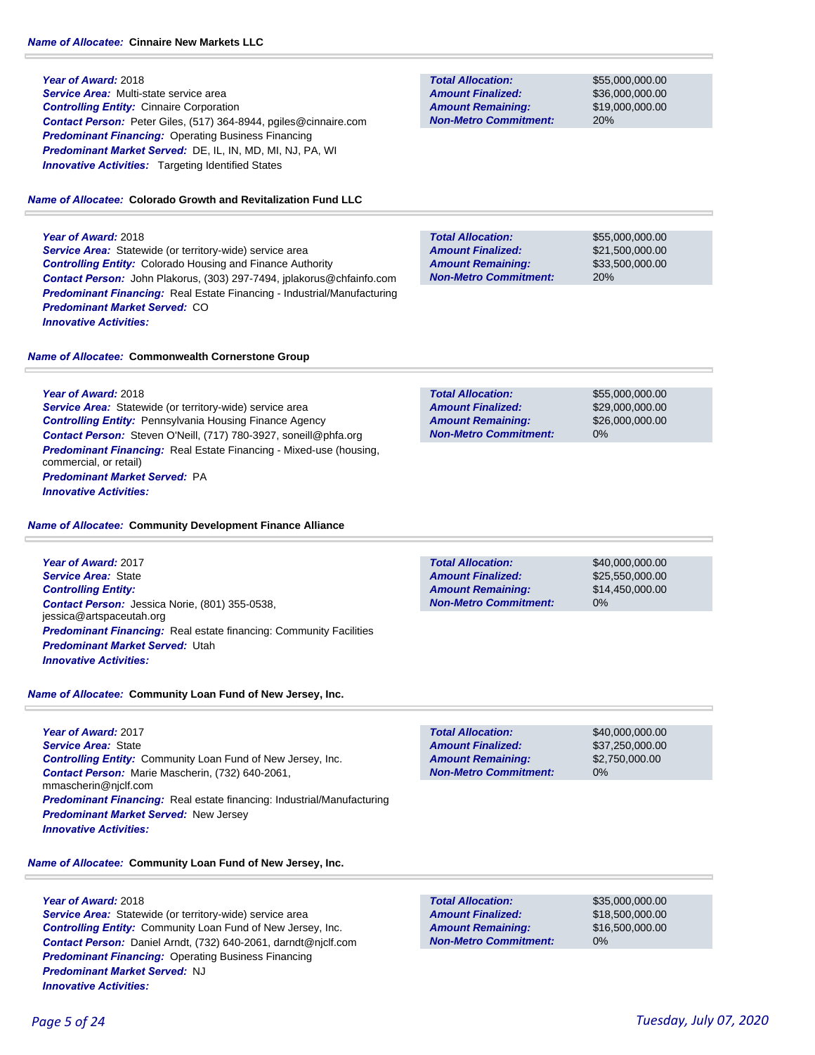**Name of Allocatee:** **Cinnaire New Markets LLC**

***Year of Award:*** 2018
***Service Area:*** Multi-state service area
***Controlling Entity:*** Cinnaire Corporation
***Contact Person:*** Peter Giles, (517) 364-8944, pgiles@cinnaire.com
***Predominant Financing:*** Operating Business Financing
***Predominant Market Served:*** DE, IL, IN, MD, MI, NJ, PA, WI
***Innovative Activities:*** Targeting Identified States

| | |
|---|---|
| ***Total Allocation:*** | $55,000,000.00 |
| ***Amount Finalized:*** | $36,000,000.00 |
| ***Amount Remaining:*** | $19,000,000.00 |
| ***Non-Metro Commitment:*** | 20% |

**Name of Allocatee:** **Colorado Growth and Revitalization Fund LLC**

***Year of Award:*** 2018
***Service Area:*** Statewide (or territory-wide) service area
***Controlling Entity:*** Colorado Housing and Finance Authority
***Contact Person:*** John Plakorus, (303) 297-7494, jplakorus@chfainfo.com
***Predominant Financing:*** Real Estate Financing - Industrial/Manufacturing
***Predominant Market Served:*** CO
***Innovative Activities:***

| | |
|---|---|
| ***Total Allocation:*** | $55,000,000.00 |
| ***Amount Finalized:*** | $21,500,000.00 |
| ***Amount Remaining:*** | $33,500,000.00 |
| ***Non-Metro Commitment:*** | 20% |

**Name of Allocatee:** **Commonwealth Cornerstone Group**

***Year of Award:*** 2018
***Service Area:*** Statewide (or territory-wide) service area
***Controlling Entity:*** Pennsylvania Housing Finance Agency
***Contact Person:*** Steven O'Neill, (717) 780-3927, soneill@phfa.org
***Predominant Financing:*** Real Estate Financing - Mixed-use (housing, commercial, or retail)
***Predominant Market Served:*** PA
***Innovative Activities:***

| | |
|---|---|
| ***Total Allocation:*** | $55,000,000.00 |
| ***Amount Finalized:*** | $29,000,000.00 |
| ***Amount Remaining:*** | $26,000,000.00 |
| ***Non-Metro Commitment:*** | 0% |

**Name of Allocatee:** **Community Development Finance Alliance**

***Year of Award:*** 2017
***Service Area:*** State
***Controlling Entity:***
***Contact Person:*** Jessica Norie, (801) 355-0538, jessica@artspaceutah.org
***Predominant Financing:*** Real estate financing: Community Facilities
***Predominant Market Served:*** Utah
***Innovative Activities:***

| | |
|---|---|
| ***Total Allocation:*** | $40,000,000.00 |
| ***Amount Finalized:*** | $25,550,000.00 |
| ***Amount Remaining:*** | $14,450,000.00 |
| ***Non-Metro Commitment:*** | 0% |

**Name of Allocatee:** **Community Loan Fund of New Jersey, Inc.**

***Year of Award:*** 2017
***Service Area:*** State
***Controlling Entity:*** Community Loan Fund of New Jersey, Inc.
***Contact Person:*** Marie Mascherin, (732) 640-2061, mmascherin@njclf.com
***Predominant Financing:*** Real estate financing: Industrial/Manufacturing
***Predominant Market Served:*** New Jersey
***Innovative Activities:***

| | |
|---|---|
| ***Total Allocation:*** | $40,000,000.00 |
| ***Amount Finalized:*** | $37,250,000.00 |
| ***Amount Remaining:*** | $2,750,000.00 |
| ***Non-Metro Commitment:*** | 0% |

**Name of Allocatee:** **Community Loan Fund of New Jersey, Inc.**

***Year of Award:*** 2018
***Service Area:*** Statewide (or territory-wide) service area
***Controlling Entity:*** Community Loan Fund of New Jersey, Inc.
***Contact Person:*** Daniel Arndt, (732) 640-2061, darndt@njclf.com
***Predominant Financing:*** Operating Business Financing
***Predominant Market Served:*** NJ
***Innovative Activities:***

| | |
|---|---|
| ***Total Allocation:*** | $35,000,000.00 |
| ***Amount Finalized:*** | $18,500,000.00 |
| ***Amount Remaining:*** | $16,500,000.00 |
| ***Non-Metro Commitment:*** | 0% |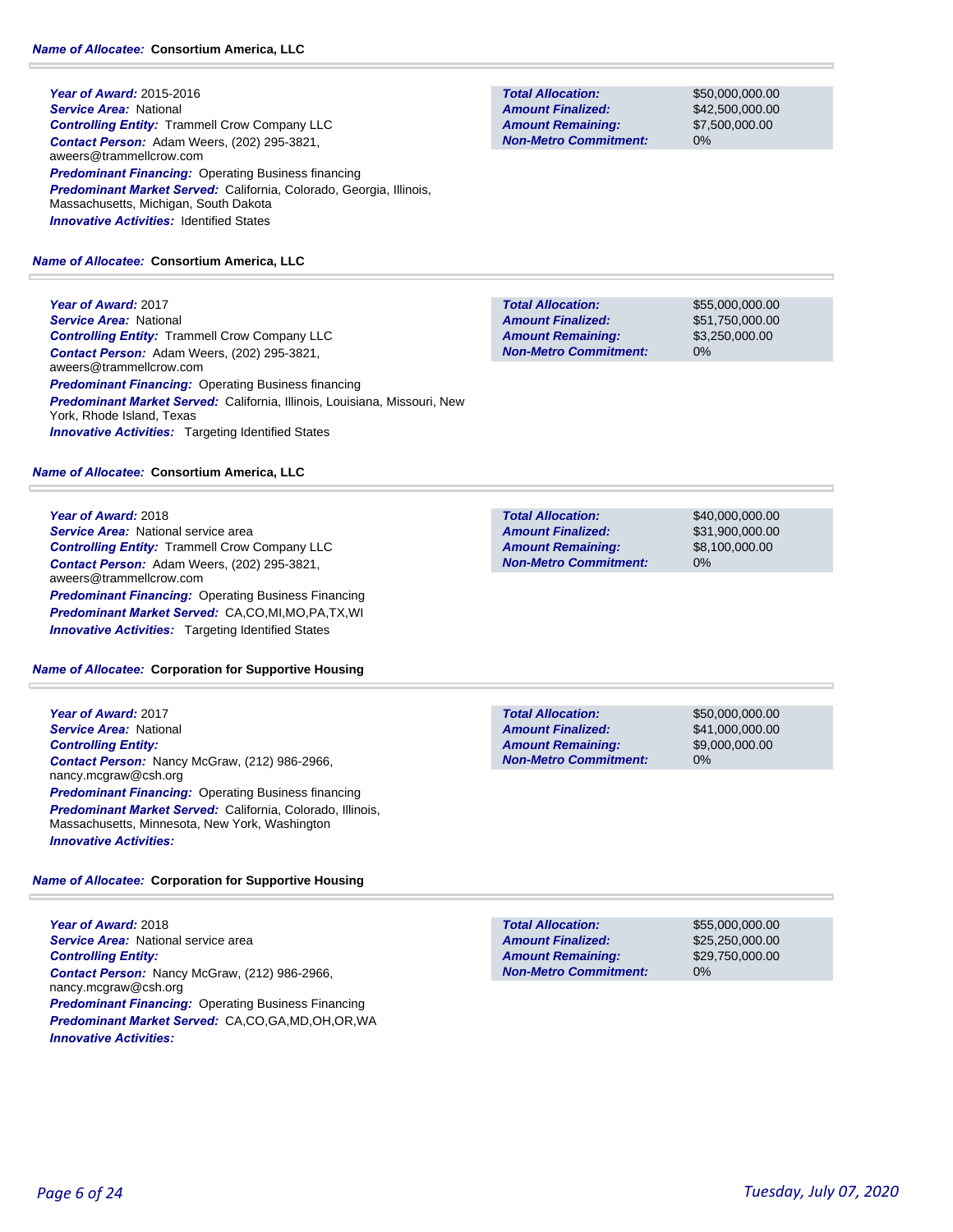**Name of Allocatee:** **Consortium America, LLC**

**Year of Award:** 2015-2016
**Service Area:** National
**Controlling Entity:** Trammell Crow Company LLC
**Contact Person:** Adam Weers, (202) 295-3821, aweers@trammellcrow.com
**Predominant Financing:** Operating Business financing
**Predominant Market Served:** California, Colorado, Georgia, Illinois, Massachusetts, Michigan, South Dakota
**Innovative Activities:** Identified States

| | |
|---|---|
| **Total Allocation:** | $50,000,000.00 |
| **Amount Finalized:** | $42,500,000.00 |
| **Amount Remaining:** | $7,500,000.00 |
| **Non-Metro Commitment:** | 0% |

**Name of Allocatee:** **Consortium America, LLC**

**Year of Award:** 2017
**Service Area:** National
**Controlling Entity:** Trammell Crow Company LLC
**Contact Person:** Adam Weers, (202) 295-3821, aweers@trammellcrow.com
**Predominant Financing:** Operating Business financing
**Predominant Market Served:** California, Illinois, Louisiana, Missouri, New York, Rhode Island, Texas
**Innovative Activities:** Targeting Identified States

| | |
|---|---|
| **Total Allocation:** | $55,000,000.00 |
| **Amount Finalized:** | $51,750,000.00 |
| **Amount Remaining:** | $3,250,000.00 |
| **Non-Metro Commitment:** | 0% |

**Name of Allocatee:** **Consortium America, LLC**

**Year of Award:** 2018
**Service Area:** National service area
**Controlling Entity:** Trammell Crow Company LLC
**Contact Person:** Adam Weers, (202) 295-3821, aweers@trammellcrow.com
**Predominant Financing:** Operating Business Financing
**Predominant Market Served:** CA,CO,MI,MO,PA,TX,WI
**Innovative Activities:** Targeting Identified States

| | |
|---|---|
| **Total Allocation:** | $40,000,000.00 |
| **Amount Finalized:** | $31,900,000.00 |
| **Amount Remaining:** | $8,100,000.00 |
| **Non-Metro Commitment:** | 0% |

**Name of Allocatee:** **Corporation for Supportive Housing**

**Year of Award:** 2017
**Service Area:** National
**Controlling Entity:**
**Contact Person:** Nancy McGraw, (212) 986-2966, nancy.mcgraw@csh.org
**Predominant Financing:** Operating Business financing
**Predominant Market Served:** California, Colorado, Illinois, Massachusetts, Minnesota, New York, Washington
**Innovative Activities:**

| | |
|---|---|
| **Total Allocation:** | $50,000,000.00 |
| **Amount Finalized:** | $41,000,000.00 |
| **Amount Remaining:** | $9,000,000.00 |
| **Non-Metro Commitment:** | 0% |

**Name of Allocatee:** **Corporation for Supportive Housing**

**Year of Award:** 2018
**Service Area:** National service area
**Controlling Entity:**
**Contact Person:** Nancy McGraw, (212) 986-2966, nancy.mcgraw@csh.org
**Predominant Financing:** Operating Business Financing
**Predominant Market Served:** CA,CO,GA,MD,OH,OR,WA
**Innovative Activities:**

| | |
|---|---|
| **Total Allocation:** | $55,000,000.00 |
| **Amount Finalized:** | $25,250,000.00 |
| **Amount Remaining:** | $29,750,000.00 |
| **Non-Metro Commitment:** | 0% |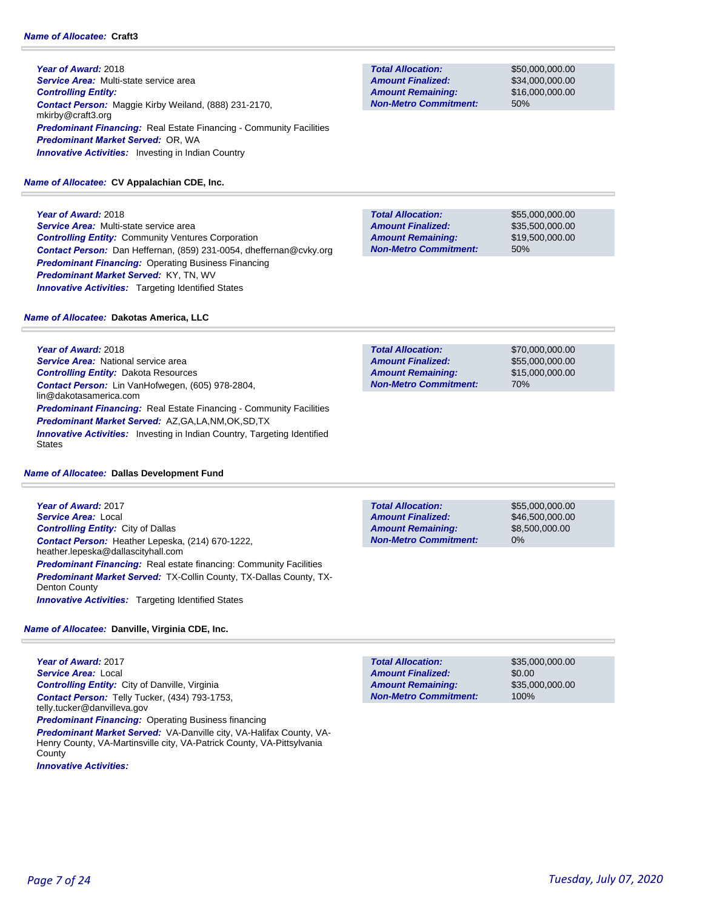**Name of Allocatee:** **Craft3**

**Year of Award:** 2018
**Service Area:** Multi-state service area
**Controlling Entity:**
**Contact Person:** Maggie Kirby Weiland, (888) 231-2170, mkirby@craft3.org
**Predominant Financing:** Real Estate Financing - Community Facilities
**Predominant Market Served:** OR, WA
**Innovative Activities:** Investing in Indian Country

| | |
|---|---|
| **Total Allocation:** | $50,000,000.00 |
| **Amount Finalized:** | $34,000,000.00 |
| **Amount Remaining:** | $16,000,000.00 |
| **Non-Metro Commitment:** | 50% |

**Name of Allocatee:** **CV Appalachian CDE, Inc.**

**Year of Award:** 2018
**Service Area:** Multi-state service area
**Controlling Entity:** Community Ventures Corporation
**Contact Person:** Dan Heffernan, (859) 231-0054, dheffernan@cvky.org
**Predominant Financing:** Operating Business Financing
**Predominant Market Served:** KY, TN, WV
**Innovative Activities:** Targeting Identified States

| | |
|---|---|
| **Total Allocation:** | $55,000,000.00 |
| **Amount Finalized:** | $35,500,000.00 |
| **Amount Remaining:** | $19,500,000.00 |
| **Non-Metro Commitment:** | 50% |

**Name of Allocatee:** **Dakotas America, LLC**

**Year of Award:** 2018
**Service Area:** National service area
**Controlling Entity:** Dakota Resources
**Contact Person:** Lin VanHofwegen, (605) 978-2804, lin@dakotasamerica.com
**Predominant Financing:** Real Estate Financing - Community Facilities
**Predominant Market Served:** AZ,GA,LA,NM,OK,SD,TX
**Innovative Activities:** Investing in Indian Country, Targeting Identified States

| | |
|---|---|
| **Total Allocation:** | $70,000,000.00 |
| **Amount Finalized:** | $55,000,000.00 |
| **Amount Remaining:** | $15,000,000.00 |
| **Non-Metro Commitment:** | 70% |

**Name of Allocatee:** **Dallas Development Fund**

**Year of Award:** 2017
**Service Area:** Local
**Controlling Entity:** City of Dallas
**Contact Person:** Heather Lepeska, (214) 670-1222, heather.lepeska@dallascityhall.com
**Predominant Financing:** Real estate financing: Community Facilities
**Predominant Market Served:** TX-Collin County, TX-Dallas County, TX-Denton County
**Innovative Activities:** Targeting Identified States

| | |
|---|---|
| **Total Allocation:** | $55,000,000.00 |
| **Amount Finalized:** | $46,500,000.00 |
| **Amount Remaining:** | $8,500,000.00 |
| **Non-Metro Commitment:** | 0% |

**Name of Allocatee:** **Danville, Virginia CDE, Inc.**

**Year of Award:** 2017
**Service Area:** Local
**Controlling Entity:** City of Danville, Virginia
**Contact Person:** Telly Tucker, (434) 793-1753, telly.tucker@danvilleva.gov
**Predominant Financing:** Operating Business financing
**Predominant Market Served:** VA-Danville city, VA-Halifax County, VA-Henry County, VA-Martinsville city, VA-Patrick County, VA-Pittsylvania County
**Innovative Activities:**

| | |
|---|---|
| **Total Allocation:** | $35,000,000.00 |
| **Amount Finalized:** | $0.00 |
| **Amount Remaining:** | $35,000,000.00 |
| **Non-Metro Commitment:** | 100% |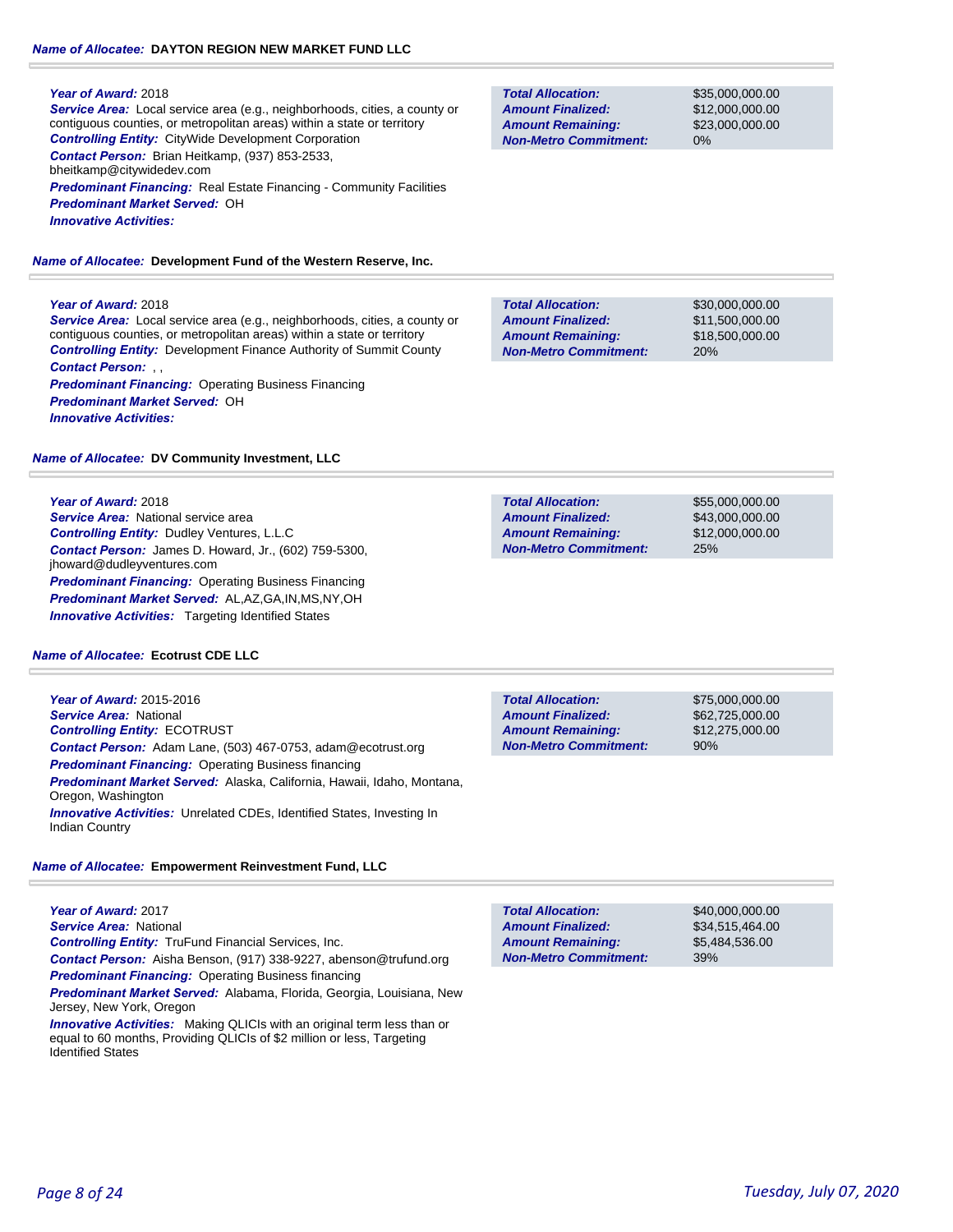**Name of Allocatee:** **DAYTON REGION NEW MARKET FUND LLC**

**Year of Award:** 2018
**Service Area:** Local service area (e.g., neighborhoods, cities, a county or contiguous counties, or metropolitan areas) within a state or territory
**Controlling Entity:** CityWide Development Corporation
**Contact Person:** Brian Heitkamp, (937) 853-2533, bheitkamp@citywidedev.com
**Predominant Financing:** Real Estate Financing - Community Facilities
**Predominant Market Served:** OH
**Innovative Activities:**

| | |
|---|---|
| **Total Allocation:** | $35,000,000.00 |
| **Amount Finalized:** | $12,000,000.00 |
| **Amount Remaining:** | $23,000,000.00 |
| **Non-Metro Commitment:** | 0% |

**Name of Allocatee:** **Development Fund of the Western Reserve, Inc.**

**Year of Award:** 2018
**Service Area:** Local service area (e.g., neighborhoods, cities, a county or contiguous counties, or metropolitan areas) within a state or territory
**Controlling Entity:** Development Finance Authority of Summit County
**Contact Person:** , ,
**Predominant Financing:** Operating Business Financing
**Predominant Market Served:** OH
**Innovative Activities:**

| | |
|---|---|
| **Total Allocation:** | $30,000,000.00 |
| **Amount Finalized:** | $11,500,000.00 |
| **Amount Remaining:** | $18,500,000.00 |
| **Non-Metro Commitment:** | 20% |

**Name of Allocatee:** **DV Community Investment, LLC**

**Year of Award:** 2018
**Service Area:** National service area
**Controlling Entity:** Dudley Ventures, L.L.C
**Contact Person:** James D. Howard, Jr., (602) 759-5300, jhoward@dudleyventures.com
**Predominant Financing:** Operating Business Financing
**Predominant Market Served:** AL,AZ,GA,IN,MS,NY,OH
**Innovative Activities:** Targeting Identified States

| | |
|---|---|
| **Total Allocation:** | $55,000,000.00 |
| **Amount Finalized:** | $43,000,000.00 |
| **Amount Remaining:** | $12,000,000.00 |
| **Non-Metro Commitment:** | 25% |

**Name of Allocatee:** **Ecotrust CDE LLC**

**Year of Award:** 2015-2016
**Service Area:** National
**Controlling Entity:** ECOTRUST
**Contact Person:** Adam Lane, (503) 467-0753, adam@ecotrust.org
**Predominant Financing:** Operating Business financing
**Predominant Market Served:** Alaska, California, Hawaii, Idaho, Montana, Oregon, Washington
**Innovative Activities:** Unrelated CDEs, Identified States, Investing In Indian Country

| | |
|---|---|
| **Total Allocation:** | $75,000,000.00 |
| **Amount Finalized:** | $62,725,000.00 |
| **Amount Remaining:** | $12,275,000.00 |
| **Non-Metro Commitment:** | 90% |

**Name of Allocatee:** **Empowerment Reinvestment Fund, LLC**

**Year of Award:** 2017
**Service Area:** National
**Controlling Entity:** TruFund Financial Services, Inc.
**Contact Person:** Aisha Benson, (917) 338-9227, abenson@trufund.org
**Predominant Financing:** Operating Business financing
**Predominant Market Served:** Alabama, Florida, Georgia, Louisiana, New Jersey, New York, Oregon
**Innovative Activities:** Making QLICIs with an original term less than or equal to 60 months, Providing QLICIs of $2 million or less, Targeting Identified States

| | |
|---|---|
| **Total Allocation:** | $40,000,000.00 |
| **Amount Finalized:** | $34,515,464.00 |
| **Amount Remaining:** | $5,484,536.00 |
| **Non-Metro Commitment:** | 39% |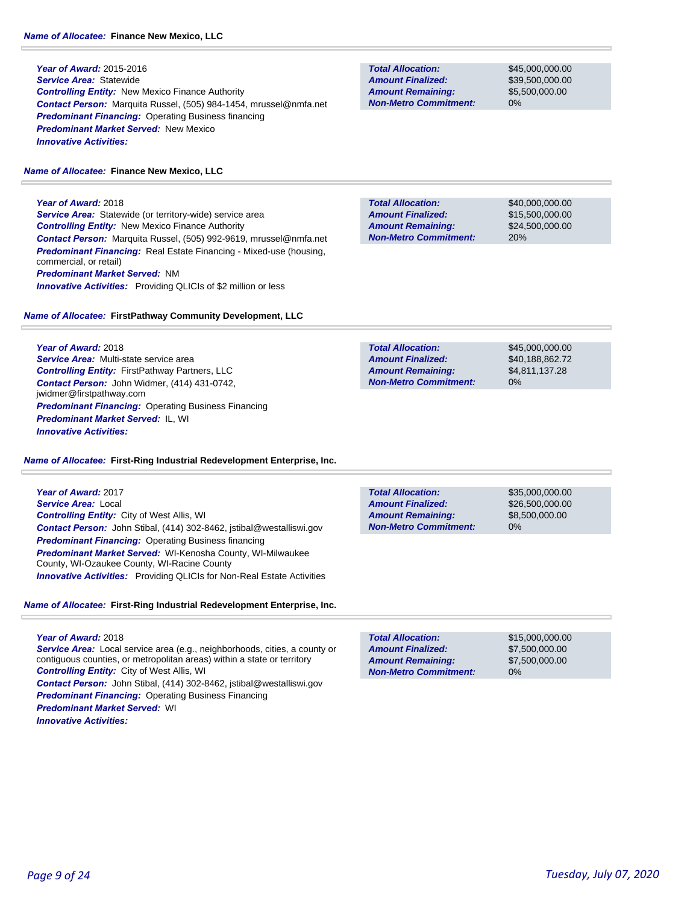***Name of Allocatee:*** **Finance New Mexico, LLC**

***Year of Award:*** 2015-2016
***Service Area:*** Statewide
***Controlling Entity:*** New Mexico Finance Authority
***Contact Person:*** Marquita Russel, (505) 984-1454, mrussel@nmfa.net
***Predominant Financing:*** Operating Business financing
***Predominant Market Served:*** New Mexico
***Innovative Activities:***

| | |
|---|---|
| ***Total Allocation:*** | $45,000,000.00 |
| ***Amount Finalized:*** | $39,500,000.00 |
| ***Amount Remaining:*** | $5,500,000.00 |
| ***Non-Metro Commitment:*** | 0% |

***Name of Allocatee:*** **Finance New Mexico, LLC**

***Year of Award:*** 2018
***Service Area:*** Statewide (or territory-wide) service area
***Controlling Entity:*** New Mexico Finance Authority
***Contact Person:*** Marquita Russel, (505) 992-9619, mrussel@nmfa.net
***Predominant Financing:*** Real Estate Financing - Mixed-use (housing, commercial, or retail)
***Predominant Market Served:*** NM
***Innovative Activities:*** Providing QLICIs of $2 million or less

| | |
|---|---|
| ***Total Allocation:*** | $40,000,000.00 |
| ***Amount Finalized:*** | $15,500,000.00 |
| ***Amount Remaining:*** | $24,500,000.00 |
| ***Non-Metro Commitment:*** | 20% |

***Name of Allocatee:*** **FirstPathway Community Development, LLC**

***Year of Award:*** 2018
***Service Area:*** Multi-state service area
***Controlling Entity:*** FirstPathway Partners, LLC
***Contact Person:*** John Widmer, (414) 431-0742, jwidmer@firstpathway.com
***Predominant Financing:*** Operating Business Financing
***Predominant Market Served:*** IL, WI
***Innovative Activities:***

| | |
|---|---|
| ***Total Allocation:*** | $45,000,000.00 |
| ***Amount Finalized:*** | $40,188,862.72 |
| ***Amount Remaining:*** | $4,811,137.28 |
| ***Non-Metro Commitment:*** | 0% |

***Name of Allocatee:*** **First-Ring Industrial Redevelopment Enterprise, Inc.**

***Year of Award:*** 2017
***Service Area:*** Local
***Controlling Entity:*** City of West Allis, WI
***Contact Person:*** John Stibal, (414) 302-8462, jstibal@westalliswi.gov
***Predominant Financing:*** Operating Business financing
***Predominant Market Served:*** WI-Kenosha County, WI-Milwaukee County, WI-Ozaukee County, WI-Racine County
***Innovative Activities:*** Providing QLICIs for Non-Real Estate Activities

| | |
|---|---|
| ***Total Allocation:*** | $35,000,000.00 |
| ***Amount Finalized:*** | $26,500,000.00 |
| ***Amount Remaining:*** | $8,500,000.00 |
| ***Non-Metro Commitment:*** | 0% |

***Name of Allocatee:*** **First-Ring Industrial Redevelopment Enterprise, Inc.**

***Year of Award:*** 2018
***Service Area:*** Local service area (e.g., neighborhoods, cities, a county or contiguous counties, or metropolitan areas) within a state or territory
***Controlling Entity:*** City of West Allis, WI
***Contact Person:*** John Stibal, (414) 302-8462, jstibal@westalliswi.gov
***Predominant Financing:*** Operating Business Financing
***Predominant Market Served:*** WI
***Innovative Activities:***

| | |
|---|---|
| ***Total Allocation:*** | $15,000,000.00 |
| ***Amount Finalized:*** | $7,500,000.00 |
| ***Amount Remaining:*** | $7,500,000.00 |
| ***Non-Metro Commitment:*** | 0% |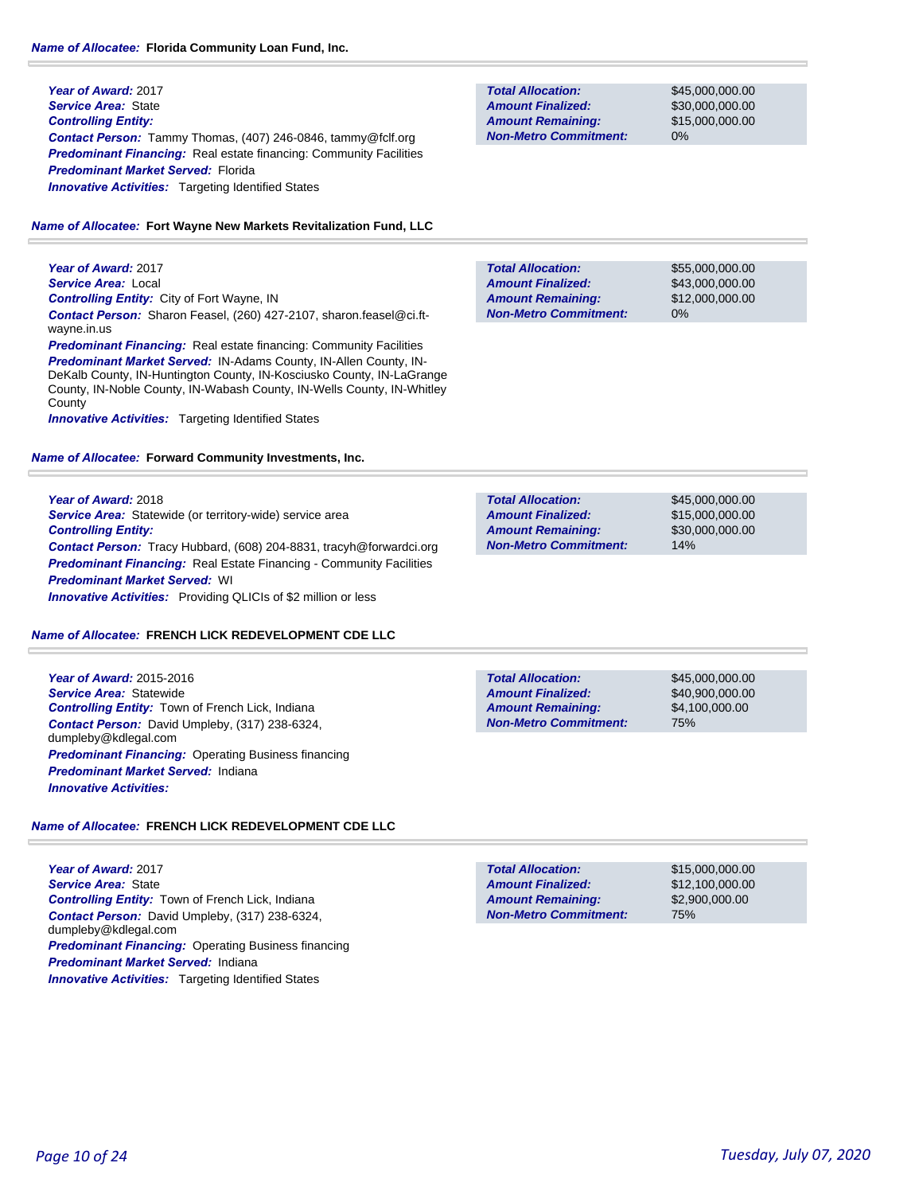**Name of Allocatee:** **Florida Community Loan Fund, Inc.**

***Year of Award:*** 2017
***Service Area:*** State
***Controlling Entity:***
***Contact Person:*** Tammy Thomas, (407) 246-0846, tammy@fclf.org
***Predominant Financing:*** Real estate financing: Community Facilities
***Predominant Market Served:*** Florida
***Innovative Activities:*** Targeting Identified States

| | |
|---|---|
| ***Total Allocation:*** | $45,000,000.00 |
| ***Amount Finalized:*** | $30,000,000.00 |
| ***Amount Remaining:*** | $15,000,000.00 |
| ***Non-Metro Commitment:*** | 0% |

**Name of Allocatee:** **Fort Wayne New Markets Revitalization Fund, LLC**

***Year of Award:*** 2017
***Service Area:*** Local
***Controlling Entity:*** City of Fort Wayne, IN
***Contact Person:*** Sharon Feasel, (260) 427-2107, sharon.feasel@ci.ft-wayne.in.us
***Predominant Financing:*** Real estate financing: Community Facilities
***Predominant Market Served:*** IN-Adams County, IN-Allen County, IN-DeKalb County, IN-Huntington County, IN-Kosciusko County, IN-LaGrange County, IN-Noble County, IN-Wabash County, IN-Wells County, IN-Whitley County
***Innovative Activities:*** Targeting Identified States

| | |
|---|---|
| ***Total Allocation:*** | $55,000,000.00 |
| ***Amount Finalized:*** | $43,000,000.00 |
| ***Amount Remaining:*** | $12,000,000.00 |
| ***Non-Metro Commitment:*** | 0% |

**Name of Allocatee:** **Forward Community Investments, Inc.**

***Year of Award:*** 2018
***Service Area:*** Statewide (or territory-wide) service area
***Controlling Entity:***
***Contact Person:*** Tracy Hubbard, (608) 204-8831, tracyh@forwardci.org
***Predominant Financing:*** Real Estate Financing - Community Facilities
***Predominant Market Served:*** WI
***Innovative Activities:*** Providing QLICIs of $2 million or less

| | |
|---|---|
| ***Total Allocation:*** | $45,000,000.00 |
| ***Amount Finalized:*** | $15,000,000.00 |
| ***Amount Remaining:*** | $30,000,000.00 |
| ***Non-Metro Commitment:*** | 14% |

**Name of Allocatee:** **FRENCH LICK REDEVELOPMENT CDE LLC**

***Year of Award:*** 2015-2016
***Service Area:*** Statewide
***Controlling Entity:*** Town of French Lick, Indiana
***Contact Person:*** David Umpleby, (317) 238-6324, dumpleby@kdlegal.com
***Predominant Financing:*** Operating Business financing
***Predominant Market Served:*** Indiana
***Innovative Activities:***

| | |
|---|---|
| ***Total Allocation:*** | $45,000,000.00 |
| ***Amount Finalized:*** | $40,900,000.00 |
| ***Amount Remaining:*** | $4,100,000.00 |
| ***Non-Metro Commitment:*** | 75% |

**Name of Allocatee:** **FRENCH LICK REDEVELOPMENT CDE LLC**

***Year of Award:*** 2017
***Service Area:*** State
***Controlling Entity:*** Town of French Lick, Indiana
***Contact Person:*** David Umpleby, (317) 238-6324, dumpleby@kdlegal.com
***Predominant Financing:*** Operating Business financing
***Predominant Market Served:*** Indiana
***Innovative Activities:*** Targeting Identified States

| | |
|---|---|
| ***Total Allocation:*** | $15,000,000.00 |
| ***Amount Finalized:*** | $12,100,000.00 |
| ***Amount Remaining:*** | $2,900,000.00 |
| ***Non-Metro Commitment:*** | 75% |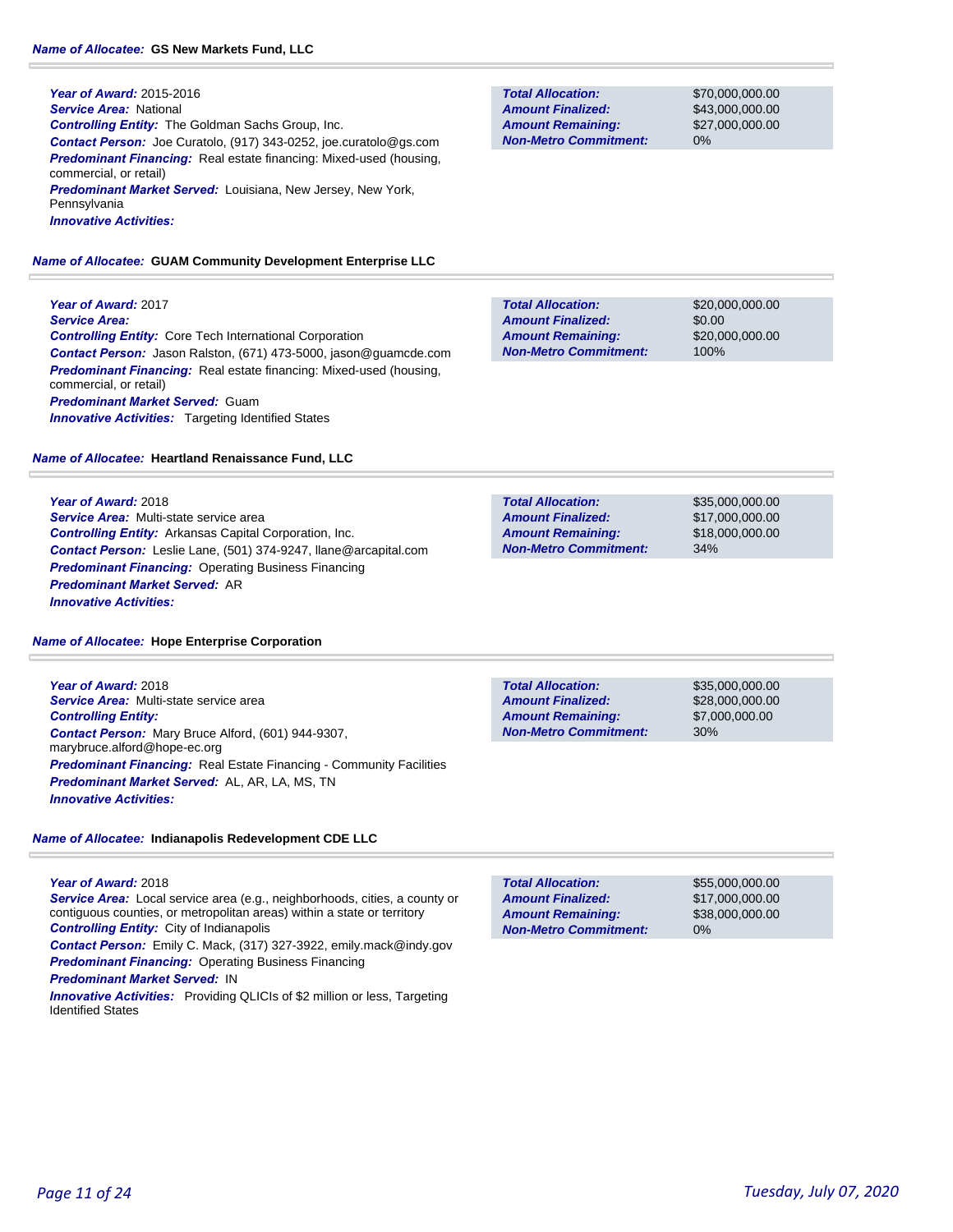***Name of Allocatee:*** **GS New Markets Fund, LLC**

***Year of Award:*** 2015-2016
***Service Area:*** National
***Controlling Entity:*** The Goldman Sachs Group, Inc.
***Contact Person:*** Joe Curatolo, (917) 343-0252, joe.curatolo@gs.com
***Predominant Financing:*** Real estate financing: Mixed-used (housing, commercial, or retail)
***Predominant Market Served:*** Louisiana, New Jersey, New York, Pennsylvania
***Innovative Activities:***

| | |
|---|---|
| ***Total Allocation:*** | $70,000,000.00 |
| ***Amount Finalized:*** | $43,000,000.00 |
| ***Amount Remaining:*** | $27,000,000.00 |
| ***Non-Metro Commitment:*** | 0% |

***Name of Allocatee:*** **GUAM Community Development Enterprise LLC**

***Year of Award:*** 2017
***Service Area:***
***Controlling Entity:*** Core Tech International Corporation
***Contact Person:*** Jason Ralston, (671) 473-5000, jason@guamcde.com
***Predominant Financing:*** Real estate financing: Mixed-used (housing, commercial, or retail)
***Predominant Market Served:*** Guam
***Innovative Activities:*** Targeting Identified States

| | |
|---|---|
| ***Total Allocation:*** | $20,000,000.00 |
| ***Amount Finalized:*** | $0.00 |
| ***Amount Remaining:*** | $20,000,000.00 |
| ***Non-Metro Commitment:*** | 100% |

***Name of Allocatee:*** **Heartland Renaissance Fund, LLC**

***Year of Award:*** 2018
***Service Area:*** Multi-state service area
***Controlling Entity:*** Arkansas Capital Corporation, Inc.
***Contact Person:*** Leslie Lane, (501) 374-9247, llane@arcapital.com
***Predominant Financing:*** Operating Business Financing
***Predominant Market Served:*** AR
***Innovative Activities:***

| | |
|---|---|
| ***Total Allocation:*** | $35,000,000.00 |
| ***Amount Finalized:*** | $17,000,000.00 |
| ***Amount Remaining:*** | $18,000,000.00 |
| ***Non-Metro Commitment:*** | 34% |

***Name of Allocatee:*** **Hope Enterprise Corporation**

***Year of Award:*** 2018
***Service Area:*** Multi-state service area
***Controlling Entity:***
***Contact Person:*** Mary Bruce Alford, (601) 944-9307, marybruce.alford@hope-ec.org
***Predominant Financing:*** Real Estate Financing - Community Facilities
***Predominant Market Served:*** AL, AR, LA, MS, TN
***Innovative Activities:***

| | |
|---|---|
| ***Total Allocation:*** | $35,000,000.00 |
| ***Amount Finalized:*** | $28,000,000.00 |
| ***Amount Remaining:*** | $7,000,000.00 |
| ***Non-Metro Commitment:*** | 30% |

***Name of Allocatee:*** **Indianapolis Redevelopment CDE LLC**

***Year of Award:*** 2018
***Service Area:*** Local service area (e.g., neighborhoods, cities, a county or contiguous counties, or metropolitan areas) within a state or territory
***Controlling Entity:*** City of Indianapolis
***Contact Person:*** Emily C. Mack, (317) 327-3922, emily.mack@indy.gov
***Predominant Financing:*** Operating Business Financing
***Predominant Market Served:*** IN
***Innovative Activities:*** Providing QLICIs of $2 million or less, Targeting Identified States

| | |
|---|---|
| ***Total Allocation:*** | $55,000,000.00 |
| ***Amount Finalized:*** | $17,000,000.00 |
| ***Amount Remaining:*** | $38,000,000.00 |
| ***Non-Metro Commitment:*** | 0% |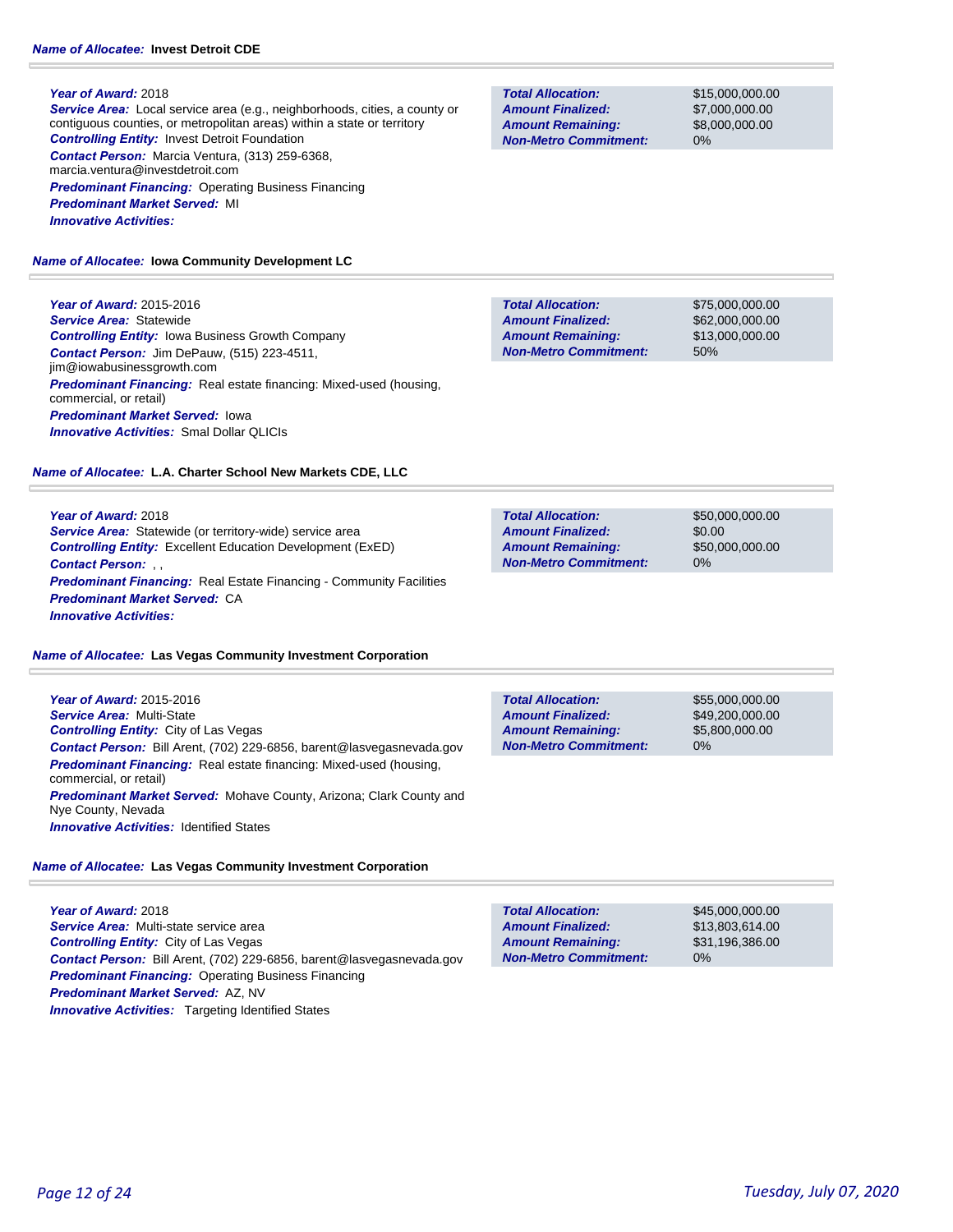**Name of Allocatee:** **Invest Detroit CDE**

***Year of Award:*** 2018
***Service Area:*** Local service area (e.g., neighborhoods, cities, a county or contiguous counties, or metropolitan areas) within a state or territory
***Controlling Entity:*** Invest Detroit Foundation
***Contact Person:*** Marcia Ventura, (313) 259-6368, marcia.ventura@investdetroit.com
***Predominant Financing:*** Operating Business Financing
***Predominant Market Served:*** MI
***Innovative Activities:***

| | |
|---|---|
| ***Total Allocation:*** | $15,000,000.00 |
| ***Amount Finalized:*** | $7,000,000.00 |
| ***Amount Remaining:*** | $8,000,000.00 |
| ***Non-Metro Commitment:*** | 0% |

**Name of Allocatee:** **Iowa Community Development LC**

***Year of Award:*** 2015-2016
***Service Area:*** Statewide
***Controlling Entity:*** Iowa Business Growth Company
***Contact Person:*** Jim DePauw, (515) 223-4511, jim@iowabusinessgrowth.com
***Predominant Financing:*** Real estate financing: Mixed-used (housing, commercial, or retail)
***Predominant Market Served:*** Iowa
***Innovative Activities:*** Smal Dollar QLICIs

| | |
|---|---|
| ***Total Allocation:*** | $75,000,000.00 |
| ***Amount Finalized:*** | $62,000,000.00 |
| ***Amount Remaining:*** | $13,000,000.00 |
| ***Non-Metro Commitment:*** | 50% |

**Name of Allocatee:** **L.A. Charter School New Markets CDE, LLC**

***Year of Award:*** 2018
***Service Area:*** Statewide (or territory-wide) service area
***Controlling Entity:*** Excellent Education Development (ExED)
***Contact Person:*** , ,
***Predominant Financing:*** Real Estate Financing - Community Facilities
***Predominant Market Served:*** CA
***Innovative Activities:***

| | |
|---|---|
| ***Total Allocation:*** | $50,000,000.00 |
| ***Amount Finalized:*** | $0.00 |
| ***Amount Remaining:*** | $50,000,000.00 |
| ***Non-Metro Commitment:*** | 0% |

**Name of Allocatee:** **Las Vegas Community Investment Corporation**

***Year of Award:*** 2015-2016
***Service Area:*** Multi-State
***Controlling Entity:*** City of Las Vegas
***Contact Person:*** Bill Arent, (702) 229-6856, barent@lasvegasnevada.gov
***Predominant Financing:*** Real estate financing: Mixed-used (housing, commercial, or retail)
***Predominant Market Served:*** Mohave County, Arizona; Clark County and Nye County, Nevada
***Innovative Activities:*** Identified States

| | |
|---|---|
| ***Total Allocation:*** | $55,000,000.00 |
| ***Amount Finalized:*** | $49,200,000.00 |
| ***Amount Remaining:*** | $5,800,000.00 |
| ***Non-Metro Commitment:*** | 0% |

**Name of Allocatee:** **Las Vegas Community Investment Corporation**

***Year of Award:*** 2018
***Service Area:*** Multi-state service area
***Controlling Entity:*** City of Las Vegas
***Contact Person:*** Bill Arent, (702) 229-6856, barent@lasvegasnevada.gov
***Predominant Financing:*** Operating Business Financing
***Predominant Market Served:*** AZ, NV
***Innovative Activities:*** Targeting Identified States

| | |
|---|---|
| ***Total Allocation:*** | $45,000,000.00 |
| ***Amount Finalized:*** | $13,803,614.00 |
| ***Amount Remaining:*** | $31,196,386.00 |
| ***Non-Metro Commitment:*** | 0% |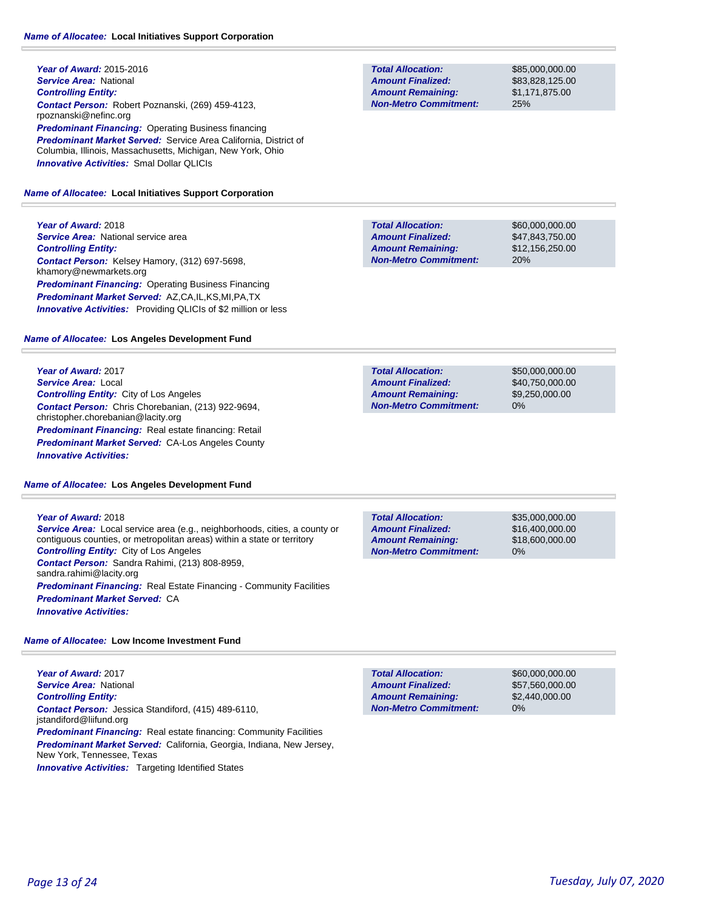**Name of Allocatee:** Local Initiatives Support Corporation

**Year of Award:** 2015-2016
**Service Area:** National
**Controlling Entity:**
**Contact Person:** Robert Poznanski, (269) 459-4123, rpoznanski@nefinc.org
**Predominant Financing:** Operating Business financing
**Predominant Market Served:** Service Area California, District of Columbia, Illinois, Massachusetts, Michigan, New York, Ohio
**Innovative Activities:** Smal Dollar QLICIs

| | |
|---|---|
| **Total Allocation:** | $85,000,000.00 |
| **Amount Finalized:** | $83,828,125.00 |
| **Amount Remaining:** | $1,171,875.00 |
| **Non-Metro Commitment:** | 25% |

**Name of Allocatee:** Local Initiatives Support Corporation

**Year of Award:** 2018
**Service Area:** National service area
**Controlling Entity:**
**Contact Person:** Kelsey Hamory, (312) 697-5698, khamory@newmarkets.org
**Predominant Financing:** Operating Business Financing
**Predominant Market Served:** AZ,CA,IL,KS,MI,PA,TX
**Innovative Activities:** Providing QLICIs of $2 million or less

| | |
|---|---|
| **Total Allocation:** | $60,000,000.00 |
| **Amount Finalized:** | $47,843,750.00 |
| **Amount Remaining:** | $12,156,250.00 |
| **Non-Metro Commitment:** | 20% |

**Name of Allocatee:** Los Angeles Development Fund

**Year of Award:** 2017
**Service Area:** Local
**Controlling Entity:** City of Los Angeles
**Contact Person:** Chris Chorebanian, (213) 922-9694, christopher.chorebanian@lacity.org
**Predominant Financing:** Real estate financing: Retail
**Predominant Market Served:** CA-Los Angeles County
**Innovative Activities:**

| | |
|---|---|
| **Total Allocation:** | $50,000,000.00 |
| **Amount Finalized:** | $40,750,000.00 |
| **Amount Remaining:** | $9,250,000.00 |
| **Non-Metro Commitment:** | 0% |

**Name of Allocatee:** Los Angeles Development Fund

**Year of Award:** 2018
**Service Area:** Local service area (e.g., neighborhoods, cities, a county or contiguous counties, or metropolitan areas) within a state or territory
**Controlling Entity:** City of Los Angeles
**Contact Person:** Sandra Rahimi, (213) 808-8959, sandra.rahimi@lacity.org
**Predominant Financing:** Real Estate Financing - Community Facilities
**Predominant Market Served:** CA
**Innovative Activities:**

| | |
|---|---|
| **Total Allocation:** | $35,000,000.00 |
| **Amount Finalized:** | $16,400,000.00 |
| **Amount Remaining:** | $18,600,000.00 |
| **Non-Metro Commitment:** | 0% |

**Name of Allocatee:** Low Income Investment Fund

**Year of Award:** 2017
**Service Area:** National
**Controlling Entity:**
**Contact Person:** Jessica Standiford, (415) 489-6110, jstandiford@liifund.org
**Predominant Financing:** Real estate financing: Community Facilities
**Predominant Market Served:** California, Georgia, Indiana, New Jersey, New York, Tennessee, Texas
**Innovative Activities:** Targeting Identified States

| | |
|---|---|
| **Total Allocation:** | $60,000,000.00 |
| **Amount Finalized:** | $57,560,000.00 |
| **Amount Remaining:** | $2,440,000.00 |
| **Non-Metro Commitment:** | 0% |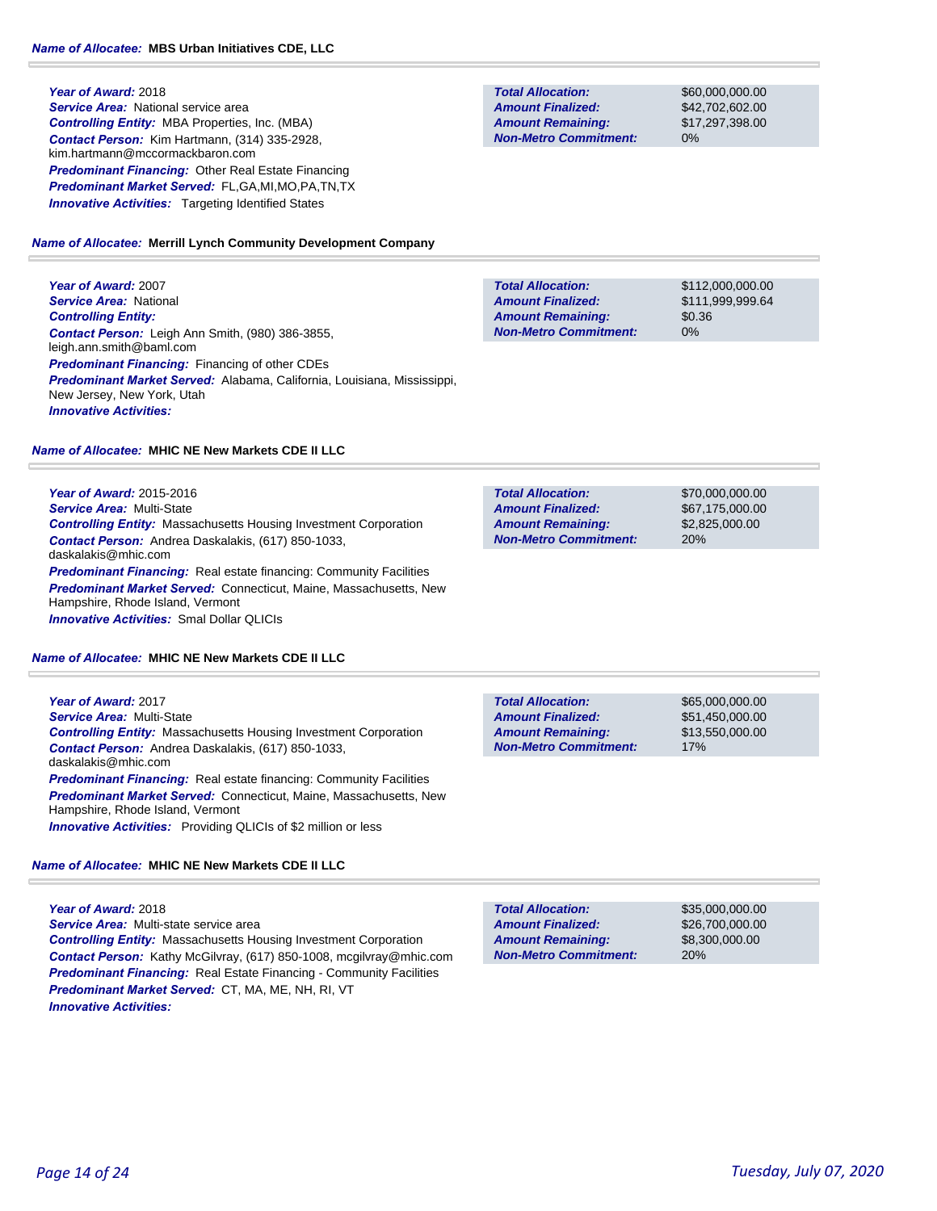**Name of Allocatee:** **MBS Urban Initiatives CDE, LLC**

***Year of Award:*** 2018
***Service Area:*** National service area
***Controlling Entity:*** MBA Properties, Inc. (MBA)
***Contact Person:*** Kim Hartmann, (314) 335-2928, kim.hartmann@mccormackbaron.com
***Predominant Financing:*** Other Real Estate Financing
***Predominant Market Served:*** FL,GA,MI,MO,PA,TN,TX
***Innovative Activities:*** Targeting Identified States

| | |
|---|---|
| **Total Allocation:** | $60,000,000.00 |
| **Amount Finalized:** | $42,702,602.00 |
| **Amount Remaining:** | $17,297,398.00 |
| **Non-Metro Commitment:** | 0% |

**Name of Allocatee:** **Merrill Lynch Community Development Company**

***Year of Award:*** 2007
***Service Area:*** National
***Controlling Entity:***
***Contact Person:*** Leigh Ann Smith, (980) 386-3855, leigh.ann.smith@baml.com
***Predominant Financing:*** Financing of other CDEs
***Predominant Market Served:*** Alabama, California, Louisiana, Mississippi, New Jersey, New York, Utah
***Innovative Activities:***

| | |
|---|---|
| **Total Allocation:** | $112,000,000.00 |
| **Amount Finalized:** | $111,999,999.64 |
| **Amount Remaining:** | $0.36 |
| **Non-Metro Commitment:** | 0% |

**Name of Allocatee:** **MHIC NE New Markets CDE II LLC**

***Year of Award:*** 2015-2016
***Service Area:*** Multi-State
***Controlling Entity:*** Massachusetts Housing Investment Corporation
***Contact Person:*** Andrea Daskalakis, (617) 850-1033, daskalakis@mhic.com
***Predominant Financing:*** Real estate financing: Community Facilities
***Predominant Market Served:*** Connecticut, Maine, Massachusetts, New Hampshire, Rhode Island, Vermont
***Innovative Activities:*** Smal Dollar QLICIs

| | |
|---|---|
| **Total Allocation:** | $70,000,000.00 |
| **Amount Finalized:** | $67,175,000.00 |
| **Amount Remaining:** | $2,825,000.00 |
| **Non-Metro Commitment:** | 20% |

**Name of Allocatee:** **MHIC NE New Markets CDE II LLC**

***Year of Award:*** 2017
***Service Area:*** Multi-State
***Controlling Entity:*** Massachusetts Housing Investment Corporation
***Contact Person:*** Andrea Daskalakis, (617) 850-1033, daskalakis@mhic.com
***Predominant Financing:*** Real estate financing: Community Facilities
***Predominant Market Served:*** Connecticut, Maine, Massachusetts, New Hampshire, Rhode Island, Vermont
***Innovative Activities:*** Providing QLICIs of $2 million or less

| | |
|---|---|
| **Total Allocation:** | $65,000,000.00 |
| **Amount Finalized:** | $51,450,000.00 |
| **Amount Remaining:** | $13,550,000.00 |
| **Non-Metro Commitment:** | 17% |

**Name of Allocatee:** **MHIC NE New Markets CDE II LLC**

***Year of Award:*** 2018
***Service Area:*** Multi-state service area
***Controlling Entity:*** Massachusetts Housing Investment Corporation
***Contact Person:*** Kathy McGilvray, (617) 850-1008, mcgilvray@mhic.com
***Predominant Financing:*** Real Estate Financing - Community Facilities
***Predominant Market Served:*** CT, MA, ME, NH, RI, VT
***Innovative Activities:***

| | |
|---|---|
| **Total Allocation:** | $35,000,000.00 |
| **Amount Finalized:** | $26,700,000.00 |
| **Amount Remaining:** | $8,300,000.00 |
| **Non-Metro Commitment:** | 20% |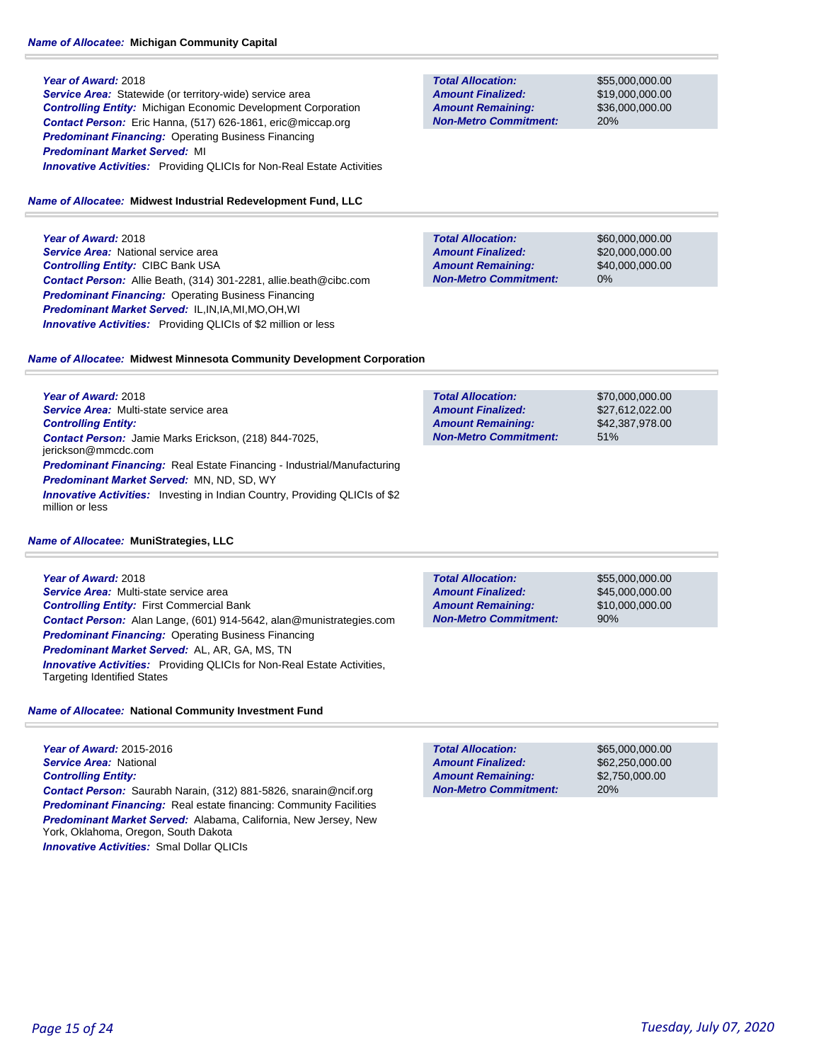**Name of Allocatee:** **Michigan Community Capital**

**Year of Award:** 2018
**Service Area:** Statewide (or territory-wide) service area
**Controlling Entity:** Michigan Economic Development Corporation
**Contact Person:** Eric Hanna, (517) 626-1861, eric@miccap.org
**Predominant Financing:** Operating Business Financing
**Predominant Market Served:** MI
**Innovative Activities:** Providing QLICIs for Non-Real Estate Activities

| | |
|---|---|
| **Total Allocation:** | $55,000,000.00 |
| **Amount Finalized:** | $19,000,000.00 |
| **Amount Remaining:** | $36,000,000.00 |
| **Non-Metro Commitment:** | 20% |

**Name of Allocatee:** **Midwest Industrial Redevelopment Fund, LLC**

**Year of Award:** 2018
**Service Area:** National service area
**Controlling Entity:** CIBC Bank USA
**Contact Person:** Allie Beath, (314) 301-2281, allie.beath@cibc.com
**Predominant Financing:** Operating Business Financing
**Predominant Market Served:** IL,IN,IA,MI,MO,OH,WI
**Innovative Activities:** Providing QLICIs of $2 million or less

| | |
|---|---|
| **Total Allocation:** | $60,000,000.00 |
| **Amount Finalized:** | $20,000,000.00 |
| **Amount Remaining:** | $40,000,000.00 |
| **Non-Metro Commitment:** | 0% |

**Name of Allocatee:** **Midwest Minnesota Community Development Corporation**

**Year of Award:** 2018
**Service Area:** Multi-state service area
**Controlling Entity:**
**Contact Person:** Jamie Marks Erickson, (218) 844-7025, jerickson@mmcdc.com
**Predominant Financing:** Real Estate Financing - Industrial/Manufacturing
**Predominant Market Served:** MN, ND, SD, WY
**Innovative Activities:** Investing in Indian Country, Providing QLICIs of $2 million or less

| | |
|---|---|
| **Total Allocation:** | $70,000,000.00 |
| **Amount Finalized:** | $27,612,022.00 |
| **Amount Remaining:** | $42,387,978.00 |
| **Non-Metro Commitment:** | 51% |

**Name of Allocatee:** **MuniStrategies, LLC**

**Year of Award:** 2018
**Service Area:** Multi-state service area
**Controlling Entity:** First Commercial Bank
**Contact Person:** Alan Lange, (601) 914-5642, alan@munistrategies.com
**Predominant Financing:** Operating Business Financing
**Predominant Market Served:** AL, AR, GA, MS, TN
**Innovative Activities:** Providing QLICIs for Non-Real Estate Activities, Targeting Identified States

| | |
|---|---|
| **Total Allocation:** | $55,000,000.00 |
| **Amount Finalized:** | $45,000,000.00 |
| **Amount Remaining:** | $10,000,000.00 |
| **Non-Metro Commitment:** | 90% |

**Name of Allocatee:** **National Community Investment Fund**

**Year of Award:** 2015-2016
**Service Area:** National
**Controlling Entity:**
**Contact Person:** Saurabh Narain, (312) 881-5826, snarain@ncif.org
**Predominant Financing:** Real estate financing: Community Facilities
**Predominant Market Served:** Alabama, California, New Jersey, New York, Oklahoma, Oregon, South Dakota
**Innovative Activities:** Smal Dollar QLICIs

| | |
|---|---|
| **Total Allocation:** | $65,000,000.00 |
| **Amount Finalized:** | $62,250,000.00 |
| **Amount Remaining:** | $2,750,000.00 |
| **Non-Metro Commitment:** | 20% |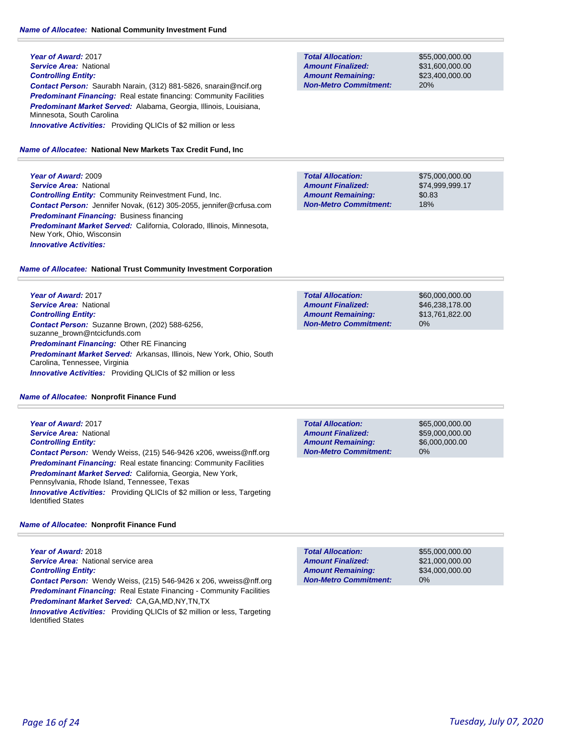***Name of Allocatee:*** **National Community Investment Fund**

***Year of Award:*** 2017
***Service Area:*** National
***Controlling Entity:***
***Contact Person:*** Saurabh Narain, (312) 881-5826, snarain@ncif.org
***Predominant Financing:*** Real estate financing: Community Facilities
***Predominant Market Served:*** Alabama, Georgia, Illinois, Louisiana, Minnesota, South Carolina
***Innovative Activities:*** Providing QLICIs of $2 million or less

| | |
|---|---|
| ***Total Allocation:*** | $55,000,000.00 |
| ***Amount Finalized:*** | $31,600,000.00 |
| ***Amount Remaining:*** | $23,400,000.00 |
| ***Non-Metro Commitment:*** | 20% |

***Name of Allocatee:*** **National New Markets Tax Credit Fund, Inc**

***Year of Award:*** 2009
***Service Area:*** National
***Controlling Entity:*** Community Reinvestment Fund, Inc.
***Contact Person:*** Jennifer Novak, (612) 305-2055, jennifer@crfusa.com
***Predominant Financing:*** Business financing
***Predominant Market Served:*** California, Colorado, Illinois, Minnesota, New York, Ohio, Wisconsin
***Innovative Activities:***

| | |
|---|---|
| ***Total Allocation:*** | $75,000,000.00 |
| ***Amount Finalized:*** | $74,999,999.17 |
| ***Amount Remaining:*** | $0.83 |
| ***Non-Metro Commitment:*** | 18% |

***Name of Allocatee:*** **National Trust Community Investment Corporation**

***Year of Award:*** 2017
***Service Area:*** National
***Controlling Entity:***
***Contact Person:*** Suzanne Brown, (202) 588-6256, suzanne_brown@ntcicfunds.com
***Predominant Financing:*** Other RE Financing
***Predominant Market Served:*** Arkansas, Illinois, New York, Ohio, South Carolina, Tennessee, Virginia
***Innovative Activities:*** Providing QLICIs of $2 million or less

| | |
|---|---|
| ***Total Allocation:*** | $60,000,000.00 |
| ***Amount Finalized:*** | $46,238,178.00 |
| ***Amount Remaining:*** | $13,761,822.00 |
| ***Non-Metro Commitment:*** | 0% |

***Name of Allocatee:*** **Nonprofit Finance Fund**

***Year of Award:*** 2017
***Service Area:*** National
***Controlling Entity:***
***Contact Person:*** Wendy Weiss, (215) 546-9426 x206, wweiss@nff.org
***Predominant Financing:*** Real estate financing: Community Facilities
***Predominant Market Served:*** California, Georgia, New York, Pennsylvania, Rhode Island, Tennessee, Texas
***Innovative Activities:*** Providing QLICIs of $2 million or less, Targeting Identified States

| | |
|---|---|
| ***Total Allocation:*** | $65,000,000.00 |
| ***Amount Finalized:*** | $59,000,000.00 |
| ***Amount Remaining:*** | $6,000,000.00 |
| ***Non-Metro Commitment:*** | 0% |

***Name of Allocatee:*** **Nonprofit Finance Fund**

***Year of Award:*** 2018
***Service Area:*** National service area
***Controlling Entity:***
***Contact Person:*** Wendy Weiss, (215) 546-9426 x 206, wweiss@nff.org
***Predominant Financing:*** Real Estate Financing - Community Facilities
***Predominant Market Served:*** CA,GA,MD,NY,TN,TX
***Innovative Activities:*** Providing QLICIs of $2 million or less, Targeting Identified States

| | |
|---|---|
| ***Total Allocation:*** | $55,000,000.00 |
| ***Amount Finalized:*** | $21,000,000.00 |
| ***Amount Remaining:*** | $34,000,000.00 |
| ***Non-Metro Commitment:*** | 0% |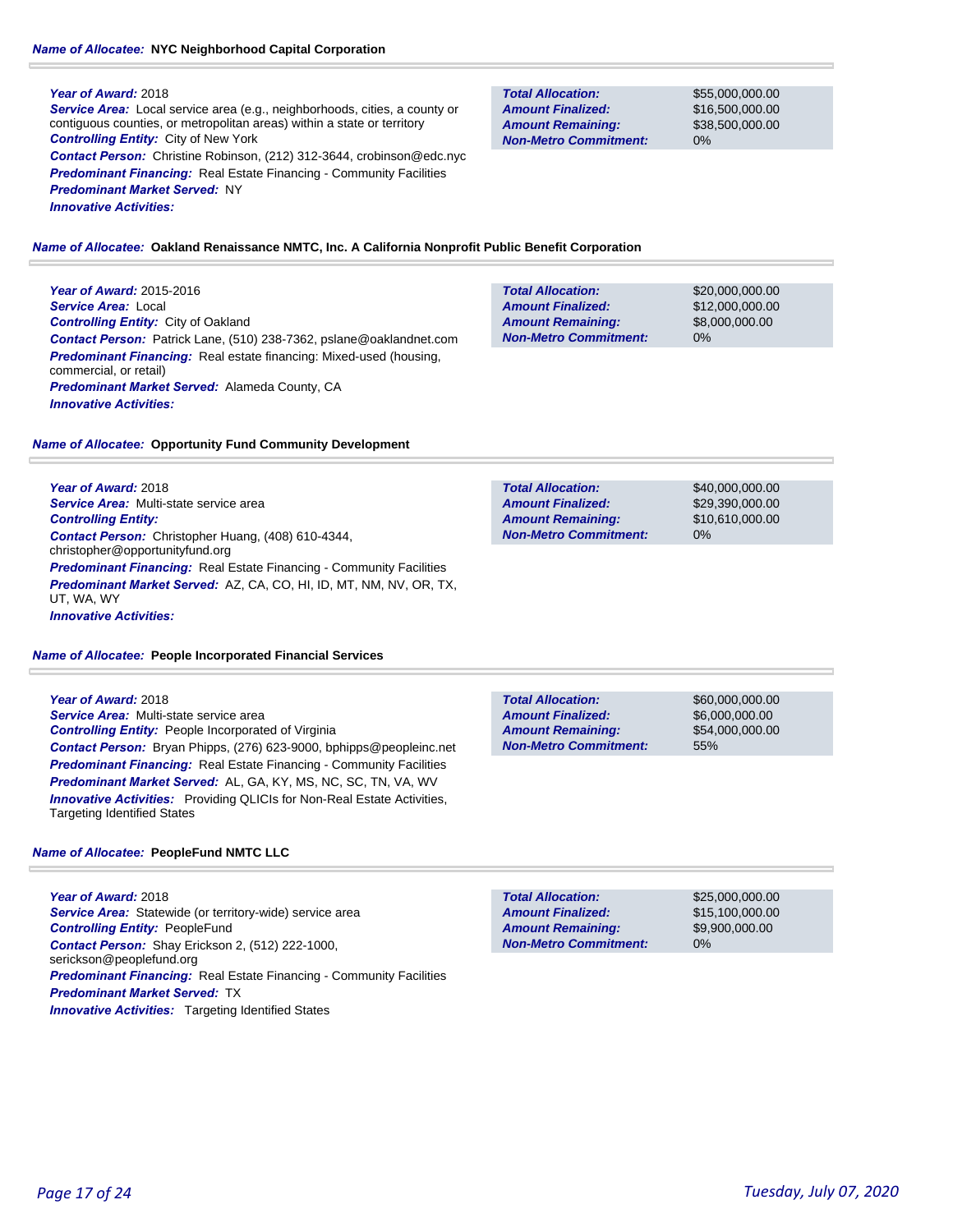**Name of Allocatee:** **NYC Neighborhood Capital Corporation**

***Year of Award:*** 2018
***Service Area:*** Local service area (e.g., neighborhoods, cities, a county or contiguous counties, or metropolitan areas) within a state or territory
***Controlling Entity:*** City of New York
***Contact Person:*** Christine Robinson, (212) 312-3644, crobinson@edc.nyc
***Predominant Financing:*** Real Estate Financing - Community Facilities
***Predominant Market Served:*** NY
***Innovative Activities:***

| | |
|---|---|
| ***Total Allocation:*** | $55,000,000.00 |
| ***Amount Finalized:*** | $16,500,000.00 |
| ***Amount Remaining:*** | $38,500,000.00 |
| ***Non-Metro Commitment:*** | 0% |

**Name of Allocatee:** **Oakland Renaissance NMTC, Inc. A California Nonprofit Public Benefit Corporation**

***Year of Award:*** 2015-2016
***Service Area:*** Local
***Controlling Entity:*** City of Oakland
***Contact Person:*** Patrick Lane, (510) 238-7362, pslane@oaklandnet.com
***Predominant Financing:*** Real estate financing: Mixed-used (housing, commercial, or retail)
***Predominant Market Served:*** Alameda County, CA
***Innovative Activities:***

| | |
|---|---|
| ***Total Allocation:*** | $20,000,000.00 |
| ***Amount Finalized:*** | $12,000,000.00 |
| ***Amount Remaining:*** | $8,000,000.00 |
| ***Non-Metro Commitment:*** | 0% |

**Name of Allocatee:** **Opportunity Fund Community Development**

***Year of Award:*** 2018
***Service Area:*** Multi-state service area
***Controlling Entity:***
***Contact Person:*** Christopher Huang, (408) 610-4344, christopher@opportunityfund.org
***Predominant Financing:*** Real Estate Financing - Community Facilities
***Predominant Market Served:*** AZ, CA, CO, HI, ID, MT, NM, NV, OR, TX, UT, WA, WY
***Innovative Activities:***

| | |
|---|---|
| ***Total Allocation:*** | $40,000,000.00 |
| ***Amount Finalized:*** | $29,390,000.00 |
| ***Amount Remaining:*** | $10,610,000.00 |
| ***Non-Metro Commitment:*** | 0% |

**Name of Allocatee:** **People Incorporated Financial Services**

***Year of Award:*** 2018
***Service Area:*** Multi-state service area
***Controlling Entity:*** People Incorporated of Virginia
***Contact Person:*** Bryan Phipps, (276) 623-9000, bphipps@peopleinc.net
***Predominant Financing:*** Real Estate Financing - Community Facilities
***Predominant Market Served:*** AL, GA, KY, MS, NC, SC, TN, VA, WV
***Innovative Activities:*** Providing QLICIs for Non-Real Estate Activities, Targeting Identified States

| | |
|---|---|
| ***Total Allocation:*** | $60,000,000.00 |
| ***Amount Finalized:*** | $6,000,000.00 |
| ***Amount Remaining:*** | $54,000,000.00 |
| ***Non-Metro Commitment:*** | 55% |

**Name of Allocatee:** **PeopleFund NMTC LLC**

***Year of Award:*** 2018
***Service Area:*** Statewide (or territory-wide) service area
***Controlling Entity:*** PeopleFund
***Contact Person:*** Shay Erickson 2, (512) 222-1000, serickson@peoplefund.org
***Predominant Financing:*** Real Estate Financing - Community Facilities
***Predominant Market Served:*** TX
***Innovative Activities:*** Targeting Identified States

| | |
|---|---|
| ***Total Allocation:*** | $25,000,000.00 |
| ***Amount Finalized:*** | $15,100,000.00 |
| ***Amount Remaining:*** | $9,900,000.00 |
| ***Non-Metro Commitment:*** | 0% |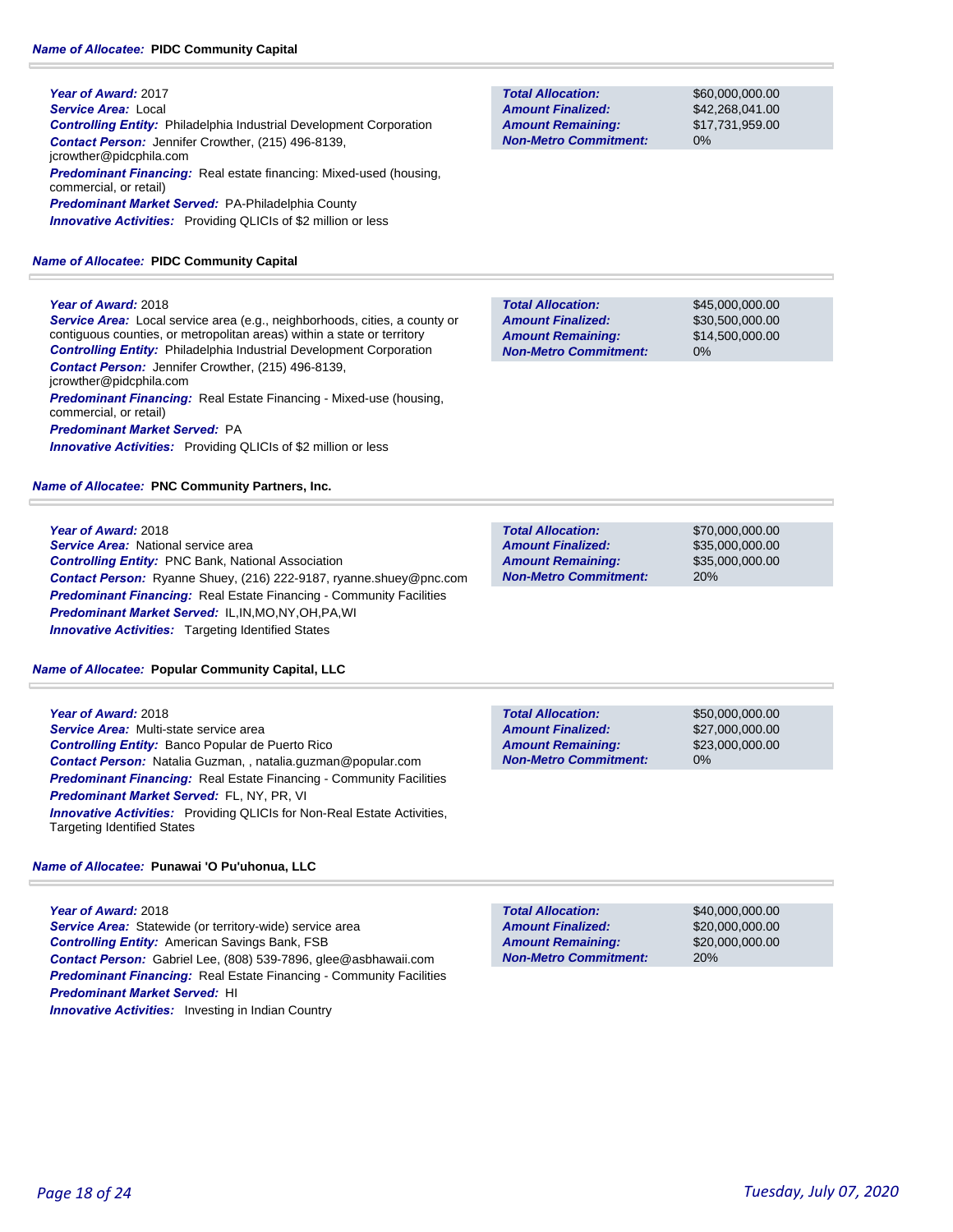**Name of Allocatee: PIDC Community Capital**

***Year of Award:*** 2017
***Service Area:*** Local
***Controlling Entity:*** Philadelphia Industrial Development Corporation
***Contact Person:*** Jennifer Crowther, (215) 496-8139, jcrowther@pidcphila.com
***Predominant Financing:*** Real estate financing: Mixed-used (housing, commercial, or retail)
***Predominant Market Served:*** PA-Philadelphia County
***Innovative Activities:*** Providing QLICIs of $2 million or less

| | |
|---|---|
| ***Total Allocation:*** | $60,000,000.00 |
| ***Amount Finalized:*** | $42,268,041.00 |
| ***Amount Remaining:*** | $17,731,959.00 |
| ***Non-Metro Commitment:*** | 0% |

**Name of Allocatee: PIDC Community Capital**

***Year of Award:*** 2018
***Service Area:*** Local service area (e.g., neighborhoods, cities, a county or contiguous counties, or metropolitan areas) within a state or territory
***Controlling Entity:*** Philadelphia Industrial Development Corporation
***Contact Person:*** Jennifer Crowther, (215) 496-8139, jcrowther@pidcphila.com
***Predominant Financing:*** Real Estate Financing - Mixed-use (housing, commercial, or retail)
***Predominant Market Served:*** PA
***Innovative Activities:*** Providing QLICIs of $2 million or less

| | |
|---|---|
| ***Total Allocation:*** | $45,000,000.00 |
| ***Amount Finalized:*** | $30,500,000.00 |
| ***Amount Remaining:*** | $14,500,000.00 |
| ***Non-Metro Commitment:*** | 0% |

**Name of Allocatee: PNC Community Partners, Inc.**

***Year of Award:*** 2018
***Service Area:*** National service area
***Controlling Entity:*** PNC Bank, National Association
***Contact Person:*** Ryanne Shuey, (216) 222-9187, ryanne.shuey@pnc.com
***Predominant Financing:*** Real Estate Financing - Community Facilities
***Predominant Market Served:*** IL,IN,MO,NY,OH,PA,WI
***Innovative Activities:*** Targeting Identified States

| | |
|---|---|
| ***Total Allocation:*** | $70,000,000.00 |
| ***Amount Finalized:*** | $35,000,000.00 |
| ***Amount Remaining:*** | $35,000,000.00 |
| ***Non-Metro Commitment:*** | 20% |

**Name of Allocatee: Popular Community Capital, LLC**

***Year of Award:*** 2018
***Service Area:*** Multi-state service area
***Controlling Entity:*** Banco Popular de Puerto Rico
***Contact Person:*** Natalia Guzman, , natalia.guzman@popular.com
***Predominant Financing:*** Real Estate Financing - Community Facilities
***Predominant Market Served:*** FL, NY, PR, VI
***Innovative Activities:*** Providing QLICIs for Non-Real Estate Activities, Targeting Identified States

| | |
|---|---|
| ***Total Allocation:*** | $50,000,000.00 |
| ***Amount Finalized:*** | $27,000,000.00 |
| ***Amount Remaining:*** | $23,000,000.00 |
| ***Non-Metro Commitment:*** | 0% |

**Name of Allocatee: Punawai 'O Pu'uhonua, LLC**

***Year of Award:*** 2018
***Service Area:*** Statewide (or territory-wide) service area
***Controlling Entity:*** American Savings Bank, FSB
***Contact Person:*** Gabriel Lee, (808) 539-7896, glee@asbhawaii.com
***Predominant Financing:*** Real Estate Financing - Community Facilities
***Predominant Market Served:*** HI
***Innovative Activities:*** Investing in Indian Country

| | |
|---|---|
| ***Total Allocation:*** | $40,000,000.00 |
| ***Amount Finalized:*** | $20,000,000.00 |
| ***Amount Remaining:*** | $20,000,000.00 |
| ***Non-Metro Commitment:*** | 20% |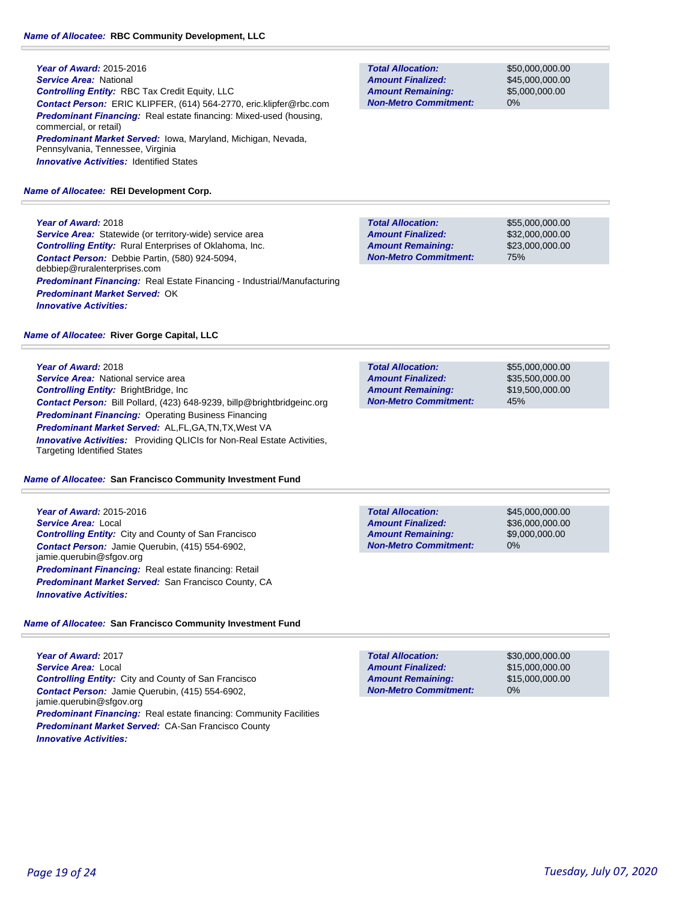**Name of Allocatee: RBC Community Development, LLC**

***Year of Award:*** 2015-2016
***Service Area:*** National
***Controlling Entity:*** RBC Tax Credit Equity, LLC
***Contact Person:*** ERIC KLIPFER, (614) 564-2770, eric.klipfer@rbc.com
***Predominant Financing:*** Real estate financing: Mixed-used (housing, commercial, or retail)
***Predominant Market Served:*** Iowa, Maryland, Michigan, Nevada, Pennsylvania, Tennessee, Virginia
***Innovative Activities:*** Identified States

| | |
|---|---|
| ***Total Allocation:*** | $50,000,000.00 |
| ***Amount Finalized:*** | $45,000,000.00 |
| ***Amount Remaining:*** | $5,000,000.00 |
| ***Non-Metro Commitment:*** | 0% |

**Name of Allocatee: REI Development Corp.**

***Year of Award:*** 2018
***Service Area:*** Statewide (or territory-wide) service area
***Controlling Entity:*** Rural Enterprises of Oklahoma, Inc.
***Contact Person:*** Debbie Partin, (580) 924-5094, debbiep@ruralenterprises.com
***Predominant Financing:*** Real Estate Financing - Industrial/Manufacturing
***Predominant Market Served:*** OK
***Innovative Activities:***

| | |
|---|---|
| ***Total Allocation:*** | $55,000,000.00 |
| ***Amount Finalized:*** | $32,000,000.00 |
| ***Amount Remaining:*** | $23,000,000.00 |
| ***Non-Metro Commitment:*** | 75% |

**Name of Allocatee: River Gorge Capital, LLC**

***Year of Award:*** 2018
***Service Area:*** National service area
***Controlling Entity:*** BrightBridge, Inc
***Contact Person:*** Bill Pollard, (423) 648-9239, billp@brightbridgeinc.org
***Predominant Financing:*** Operating Business Financing
***Predominant Market Served:*** AL,FL,GA,TN,TX,West VA
***Innovative Activities:*** Providing QLICIs for Non-Real Estate Activities, Targeting Identified States

| | |
|---|---|
| ***Total Allocation:*** | $55,000,000.00 |
| ***Amount Finalized:*** | $35,500,000.00 |
| ***Amount Remaining:*** | $19,500,000.00 |
| ***Non-Metro Commitment:*** | 45% |

**Name of Allocatee: San Francisco Community Investment Fund**

***Year of Award:*** 2015-2016
***Service Area:*** Local
***Controlling Entity:*** City and County of San Francisco
***Contact Person:*** Jamie Querubin, (415) 554-6902, jamie.querubin@sfgov.org
***Predominant Financing:*** Real estate financing: Retail
***Predominant Market Served:*** San Francisco County, CA
***Innovative Activities:***

| | |
|---|---|
| ***Total Allocation:*** | $45,000,000.00 |
| ***Amount Finalized:*** | $36,000,000.00 |
| ***Amount Remaining:*** | $9,000,000.00 |
| ***Non-Metro Commitment:*** | 0% |

**Name of Allocatee: San Francisco Community Investment Fund**

***Year of Award:*** 2017
***Service Area:*** Local
***Controlling Entity:*** City and County of San Francisco
***Contact Person:*** Jamie Querubin, (415) 554-6902, jamie.querubin@sfgov.org
***Predominant Financing:*** Real estate financing: Community Facilities
***Predominant Market Served:*** CA-San Francisco County
***Innovative Activities:***

| | |
|---|---|
| ***Total Allocation:*** | $30,000,000.00 |
| ***Amount Finalized:*** | $15,000,000.00 |
| ***Amount Remaining:*** | $15,000,000.00 |
| ***Non-Metro Commitment:*** | 0% |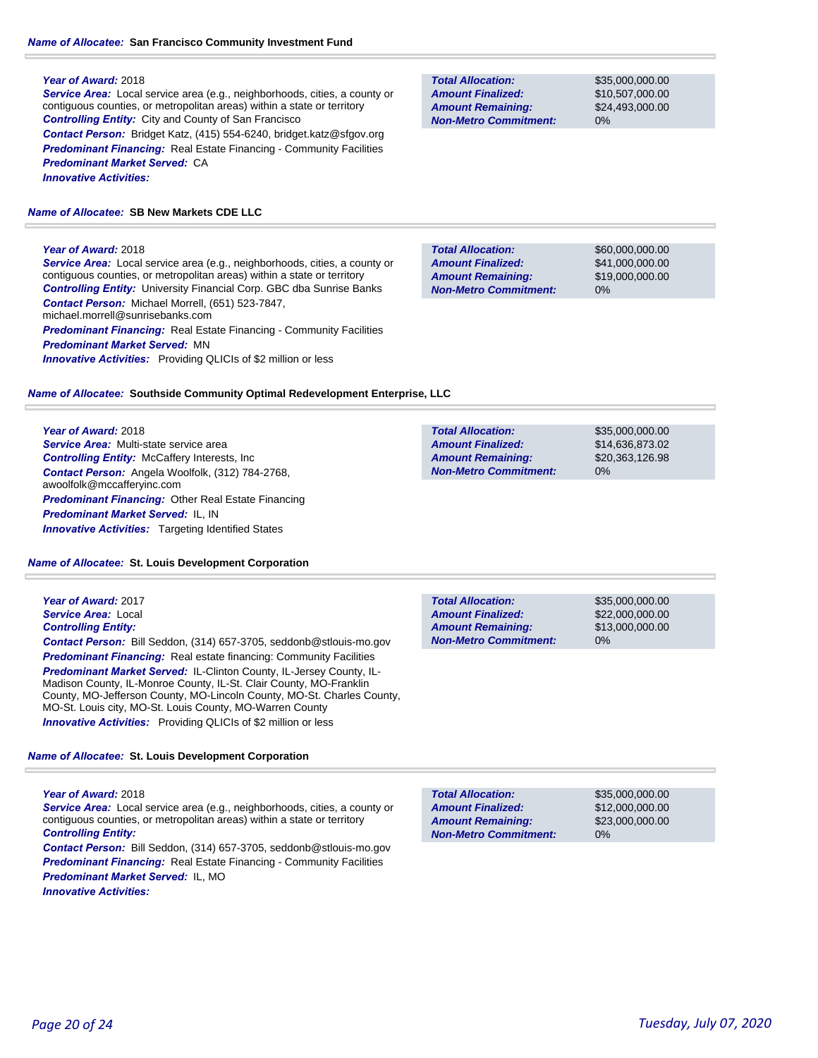**Name of Allocatee:** **San Francisco Community Investment Fund**

**Year of Award:** 2018
**Service Area:** Local service area (e.g., neighborhoods, cities, a county or contiguous counties, or metropolitan areas) within a state or territory
**Controlling Entity:** City and County of San Francisco
**Contact Person:** Bridget Katz, (415) 554-6240, bridget.katz@sfgov.org
**Predominant Financing:** Real Estate Financing - Community Facilities
**Predominant Market Served:** CA
**Innovative Activities:**

| | |
|---|---|
| **Total Allocation:** | $35,000,000.00 |
| **Amount Finalized:** | $10,507,000.00 |
| **Amount Remaining:** | $24,493,000.00 |
| **Non-Metro Commitment:** | 0% |

**Name of Allocatee:** **SB New Markets CDE LLC**

**Year of Award:** 2018
**Service Area:** Local service area (e.g., neighborhoods, cities, a county or contiguous counties, or metropolitan areas) within a state or territory
**Controlling Entity:** University Financial Corp. GBC dba Sunrise Banks
**Contact Person:** Michael Morrell, (651) 523-7847, michael.morrell@sunrisebanks.com
**Predominant Financing:** Real Estate Financing - Community Facilities
**Predominant Market Served:** MN
**Innovative Activities:** Providing QLICIs of $2 million or less

| | |
|---|---|
| **Total Allocation:** | $60,000,000.00 |
| **Amount Finalized:** | $41,000,000.00 |
| **Amount Remaining:** | $19,000,000.00 |
| **Non-Metro Commitment:** | 0% |

**Name of Allocatee:** **Southside Community Optimal Redevelopment Enterprise, LLC**

**Year of Award:** 2018
**Service Area:** Multi-state service area
**Controlling Entity:** McCaffery Interests, Inc
**Contact Person:** Angela Woolfolk, (312) 784-2768, awoolfolk@mccafferyinc.com
**Predominant Financing:** Other Real Estate Financing
**Predominant Market Served:** IL, IN
**Innovative Activities:** Targeting Identified States

| | |
|---|---|
| **Total Allocation:** | $35,000,000.00 |
| **Amount Finalized:** | $14,636,873.02 |
| **Amount Remaining:** | $20,363,126.98 |
| **Non-Metro Commitment:** | 0% |

**Name of Allocatee:** **St. Louis Development Corporation**

**Year of Award:** 2017
**Service Area:** Local
**Controlling Entity:**
**Contact Person:** Bill Seddon, (314) 657-3705, seddonb@stlouis-mo.gov
**Predominant Financing:** Real estate financing: Community Facilities
**Predominant Market Served:** IL-Clinton County, IL-Jersey County, IL-Madison County, IL-Monroe County, IL-St. Clair County, MO-Franklin County, MO-Jefferson County, MO-Lincoln County, MO-St. Charles County, MO-St. Louis city, MO-St. Louis County, MO-Warren County
**Innovative Activities:** Providing QLICIs of $2 million or less

| | |
|---|---|
| **Total Allocation:** | $35,000,000.00 |
| **Amount Finalized:** | $22,000,000.00 |
| **Amount Remaining:** | $13,000,000.00 |
| **Non-Metro Commitment:** | 0% |

**Name of Allocatee:** **St. Louis Development Corporation**

**Year of Award:** 2018
**Service Area:** Local service area (e.g., neighborhoods, cities, a county or contiguous counties, or metropolitan areas) within a state or territory
**Controlling Entity:**
**Contact Person:** Bill Seddon, (314) 657-3705, seddonb@stlouis-mo.gov
**Predominant Financing:** Real Estate Financing - Community Facilities
**Predominant Market Served:** IL, MO
**Innovative Activities:**

| | |
|---|---|
| **Total Allocation:** | $35,000,000.00 |
| **Amount Finalized:** | $12,000,000.00 |
| **Amount Remaining:** | $23,000,000.00 |
| **Non-Metro Commitment:** | 0% |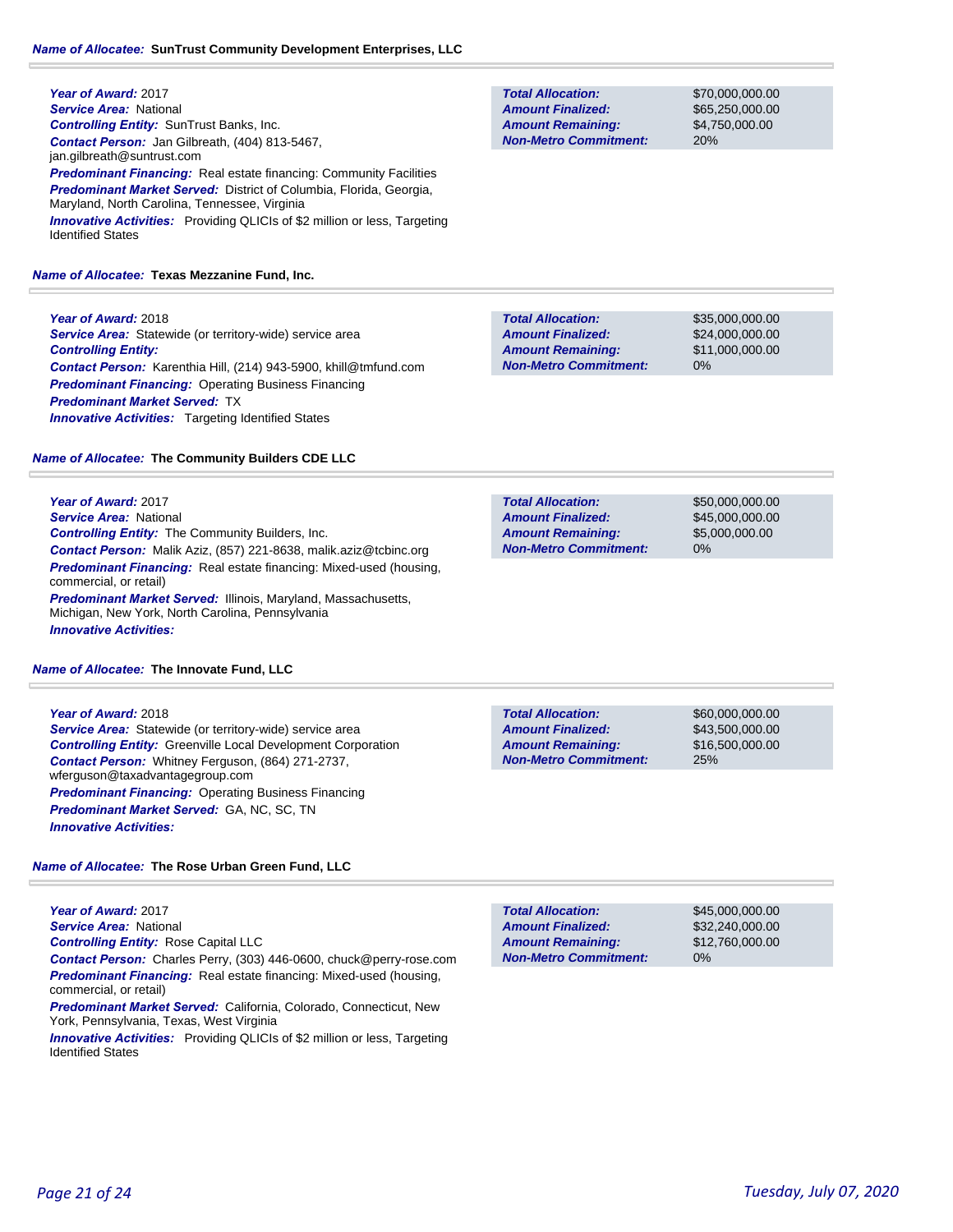**Name of Allocatee:** **SunTrust Community Development Enterprises, LLC**

***Year of Award:*** 2017
***Service Area:*** National
***Controlling Entity:*** SunTrust Banks, Inc.
***Contact Person:*** Jan Gilbreath, (404) 813-5467, jan.gilbreath@suntrust.com
***Predominant Financing:*** Real estate financing: Community Facilities
***Predominant Market Served:*** District of Columbia, Florida, Georgia, Maryland, North Carolina, Tennessee, Virginia
***Innovative Activities:*** Providing QLICIs of $2 million or less, Targeting Identified States

| | |
|---|---|
| **Total Allocation:** | $70,000,000.00 |
| **Amount Finalized:** | $65,250,000.00 |
| **Amount Remaining:** | $4,750,000.00 |
| **Non-Metro Commitment:** | 20% |

**Name of Allocatee:** **Texas Mezzanine Fund, Inc.**

***Year of Award:*** 2018
***Service Area:*** Statewide (or territory-wide) service area
***Controlling Entity:***
***Contact Person:*** Karenthia Hill, (214) 943-5900, khill@tmfund.com
***Predominant Financing:*** Operating Business Financing
***Predominant Market Served:*** TX
***Innovative Activities:*** Targeting Identified States

| | |
|---|---|
| **Total Allocation:** | $35,000,000.00 |
| **Amount Finalized:** | $24,000,000.00 |
| **Amount Remaining:** | $11,000,000.00 |
| **Non-Metro Commitment:** | 0% |

**Name of Allocatee:** **The Community Builders CDE LLC**

***Year of Award:*** 2017
***Service Area:*** National
***Controlling Entity:*** The Community Builders, Inc.
***Contact Person:*** Malik Aziz, (857) 221-8638, malik.aziz@tcbinc.org
***Predominant Financing:*** Real estate financing: Mixed-used (housing, commercial, or retail)
***Predominant Market Served:*** Illinois, Maryland, Massachusetts, Michigan, New York, North Carolina, Pennsylvania
***Innovative Activities:***

| | |
|---|---|
| **Total Allocation:** | $50,000,000.00 |
| **Amount Finalized:** | $45,000,000.00 |
| **Amount Remaining:** | $5,000,000.00 |
| **Non-Metro Commitment:** | 0% |

**Name of Allocatee:** **The Innovate Fund, LLC**

***Year of Award:*** 2018
***Service Area:*** Statewide (or territory-wide) service area
***Controlling Entity:*** Greenville Local Development Corporation
***Contact Person:*** Whitney Ferguson, (864) 271-2737, wferguson@taxadvantagegroup.com
***Predominant Financing:*** Operating Business Financing
***Predominant Market Served:*** GA, NC, SC, TN
***Innovative Activities:***

| | |
|---|---|
| **Total Allocation:** | $60,000,000.00 |
| **Amount Finalized:** | $43,500,000.00 |
| **Amount Remaining:** | $16,500,000.00 |
| **Non-Metro Commitment:** | 25% |

**Name of Allocatee:** **The Rose Urban Green Fund, LLC**

***Year of Award:*** 2017
***Service Area:*** National
***Controlling Entity:*** Rose Capital LLC
***Contact Person:*** Charles Perry, (303) 446-0600, chuck@perry-rose.com
***Predominant Financing:*** Real estate financing: Mixed-used (housing, commercial, or retail)
***Predominant Market Served:*** California, Colorado, Connecticut, New York, Pennsylvania, Texas, West Virginia
***Innovative Activities:*** Providing QLICIs of $2 million or less, Targeting Identified States

| | |
|---|---|
| **Total Allocation:** | $45,000,000.00 |
| **Amount Finalized:** | $32,240,000.00 |
| **Amount Remaining:** | $12,760,000.00 |
| **Non-Metro Commitment:** | 0% |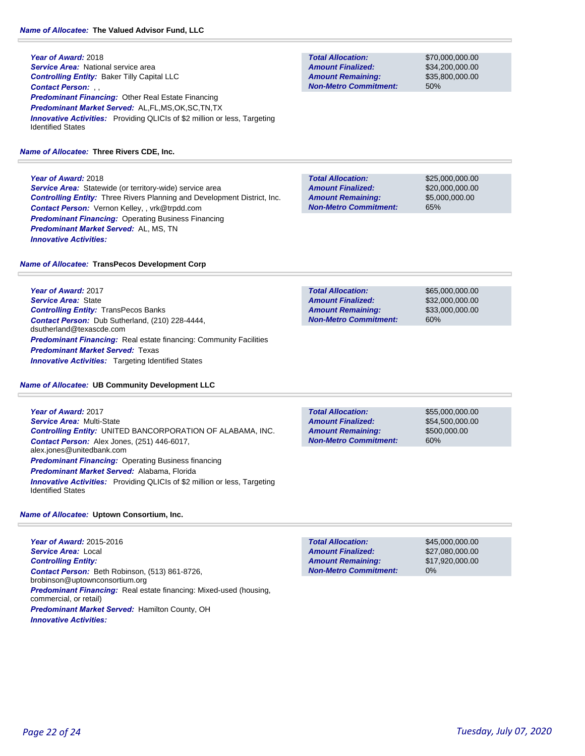**Name of Allocatee:** **The Valued Advisor Fund, LLC**

***Year of Award:*** 2018
***Service Area:*** National service area
***Controlling Entity:*** Baker Tilly Capital LLC
***Contact Person:*** , ,
***Predominant Financing:*** Other Real Estate Financing
***Predominant Market Served:*** AL,FL,MS,OK,SC,TN,TX
***Innovative Activities:*** Providing QLICIs of $2 million or less, Targeting Identified States

| | |
|---|---|
| ***Total Allocation:*** | $70,000,000.00 |
| ***Amount Finalized:*** | $34,200,000.00 |
| ***Amount Remaining:*** | $35,800,000.00 |
| ***Non-Metro Commitment:*** | 50% |

**Name of Allocatee:** **Three Rivers CDE, Inc.**

***Year of Award:*** 2018
***Service Area:*** Statewide (or territory-wide) service area
***Controlling Entity:*** Three Rivers Planning and Development District, Inc.
***Contact Person:*** Vernon Kelley, , vrk@trpdd.com
***Predominant Financing:*** Operating Business Financing
***Predominant Market Served:*** AL, MS, TN
***Innovative Activities:***

| | |
|---|---|
| ***Total Allocation:*** | $25,000,000.00 |
| ***Amount Finalized:*** | $20,000,000.00 |
| ***Amount Remaining:*** | $5,000,000.00 |
| ***Non-Metro Commitment:*** | 65% |

**Name of Allocatee:** **TransPecos Development Corp**

***Year of Award:*** 2017
***Service Area:*** State
***Controlling Entity:*** TransPecos Banks
***Contact Person:*** Dub Sutherland, (210) 228-4444, dsutherland@texascde.com
***Predominant Financing:*** Real estate financing: Community Facilities
***Predominant Market Served:*** Texas
***Innovative Activities:*** Targeting Identified States

| | |
|---|---|
| ***Total Allocation:*** | $65,000,000.00 |
| ***Amount Finalized:*** | $32,000,000.00 |
| ***Amount Remaining:*** | $33,000,000.00 |
| ***Non-Metro Commitment:*** | 60% |

**Name of Allocatee:** **UB Community Development LLC**

***Year of Award:*** 2017
***Service Area:*** Multi-State
***Controlling Entity:*** UNITED BANCORPORATION OF ALABAMA, INC.
***Contact Person:*** Alex Jones, (251) 446-6017, alex.jones@unitedbank.com
***Predominant Financing:*** Operating Business financing
***Predominant Market Served:*** Alabama, Florida
***Innovative Activities:*** Providing QLICIs of $2 million or less, Targeting Identified States

| | |
|---|---|
| ***Total Allocation:*** | $55,000,000.00 |
| ***Amount Finalized:*** | $54,500,000.00 |
| ***Amount Remaining:*** | $500,000.00 |
| ***Non-Metro Commitment:*** | 60% |

**Name of Allocatee:** **Uptown Consortium, Inc.**

***Year of Award:*** 2015-2016
***Service Area:*** Local
***Controlling Entity:***
***Contact Person:*** Beth Robinson, (513) 861-8726, brobinson@uptownconsortium.org
***Predominant Financing:*** Real estate financing: Mixed-used (housing, commercial, or retail)
***Predominant Market Served:*** Hamilton County, OH
***Innovative Activities:***

| | |
|---|---|
| ***Total Allocation:*** | $45,000,000.00 |
| ***Amount Finalized:*** | $27,080,000.00 |
| ***Amount Remaining:*** | $17,920,000.00 |
| ***Non-Metro Commitment:*** | 0% |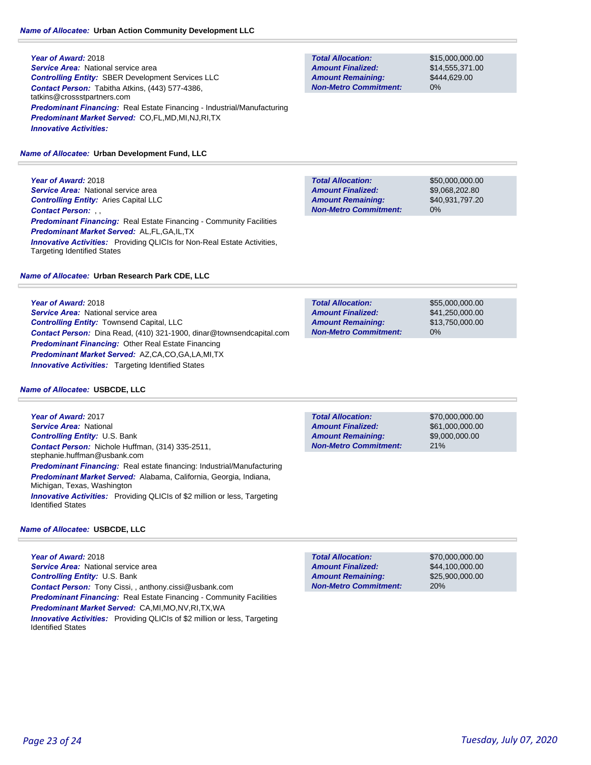**Name of Allocatee:** Urban Action Community Development LLC

***Year of Award:*** 2018
***Service Area:*** National service area
***Controlling Entity:*** SBER Development Services LLC
***Contact Person:*** Tabitha Atkins, (443) 577-4386, tatkins@crossstpartners.com
***Predominant Financing:*** Real Estate Financing - Industrial/Manufacturing
***Predominant Market Served:*** CO,FL,MD,MI,NJ,RI,TX
***Innovative Activities:***

| | |
|---|---|
| **Total Allocation:** | $15,000,000.00 |
| **Amount Finalized:** | $14,555,371.00 |
| **Amount Remaining:** | $444,629.00 |
| **Non-Metro Commitment:** | 0% |

**Name of Allocatee:** Urban Development Fund, LLC

***Year of Award:*** 2018
***Service Area:*** National service area
***Controlling Entity:*** Aries Capital LLC
***Contact Person:*** , ,
***Predominant Financing:*** Real Estate Financing - Community Facilities
***Predominant Market Served:*** AL,FL,GA,IL,TX
***Innovative Activities:*** Providing QLICIs for Non-Real Estate Activities, Targeting Identified States

| | |
|---|---|
| **Total Allocation:** | $50,000,000.00 |
| **Amount Finalized:** | $9,068,202.80 |
| **Amount Remaining:** | $40,931,797.20 |
| **Non-Metro Commitment:** | 0% |

**Name of Allocatee:** Urban Research Park CDE, LLC

***Year of Award:*** 2018
***Service Area:*** National service area
***Controlling Entity:*** Townsend Capital, LLC
***Contact Person:*** Dina Read, (410) 321-1900, dinar@townsendcapital.com
***Predominant Financing:*** Other Real Estate Financing
***Predominant Market Served:*** AZ,CA,CO,GA,LA,MI,TX
***Innovative Activities:*** Targeting Identified States

| | |
|---|---|
| **Total Allocation:** | $55,000,000.00 |
| **Amount Finalized:** | $41,250,000.00 |
| **Amount Remaining:** | $13,750,000.00 |
| **Non-Metro Commitment:** | 0% |

**Name of Allocatee:** USBCDE, LLC

***Year of Award:*** 2017
***Service Area:*** National
***Controlling Entity:*** U.S. Bank
***Contact Person:*** Nichole Huffman, (314) 335-2511, stephanie.huffman@usbank.com
***Predominant Financing:*** Real estate financing: Industrial/Manufacturing
***Predominant Market Served:*** Alabama, California, Georgia, Indiana, Michigan, Texas, Washington
***Innovative Activities:*** Providing QLICIs of $2 million or less, Targeting Identified States

| | |
|---|---|
| **Total Allocation:** | $70,000,000.00 |
| **Amount Finalized:** | $61,000,000.00 |
| **Amount Remaining:** | $9,000,000.00 |
| **Non-Metro Commitment:** | 21% |

**Name of Allocatee:** USBCDE, LLC

***Year of Award:*** 2018
***Service Area:*** National service area
***Controlling Entity:*** U.S. Bank
***Contact Person:*** Tony Cissi, , anthony.cissi@usbank.com
***Predominant Financing:*** Real Estate Financing - Community Facilities
***Predominant Market Served:*** CA,MI,MO,NV,RI,TX,WA
***Innovative Activities:*** Providing QLICIs of $2 million or less, Targeting Identified States

| | |
|---|---|
| **Total Allocation:** | $70,000,000.00 |
| **Amount Finalized:** | $44,100,000.00 |
| **Amount Remaining:** | $25,900,000.00 |
| **Non-Metro Commitment:** | 20% |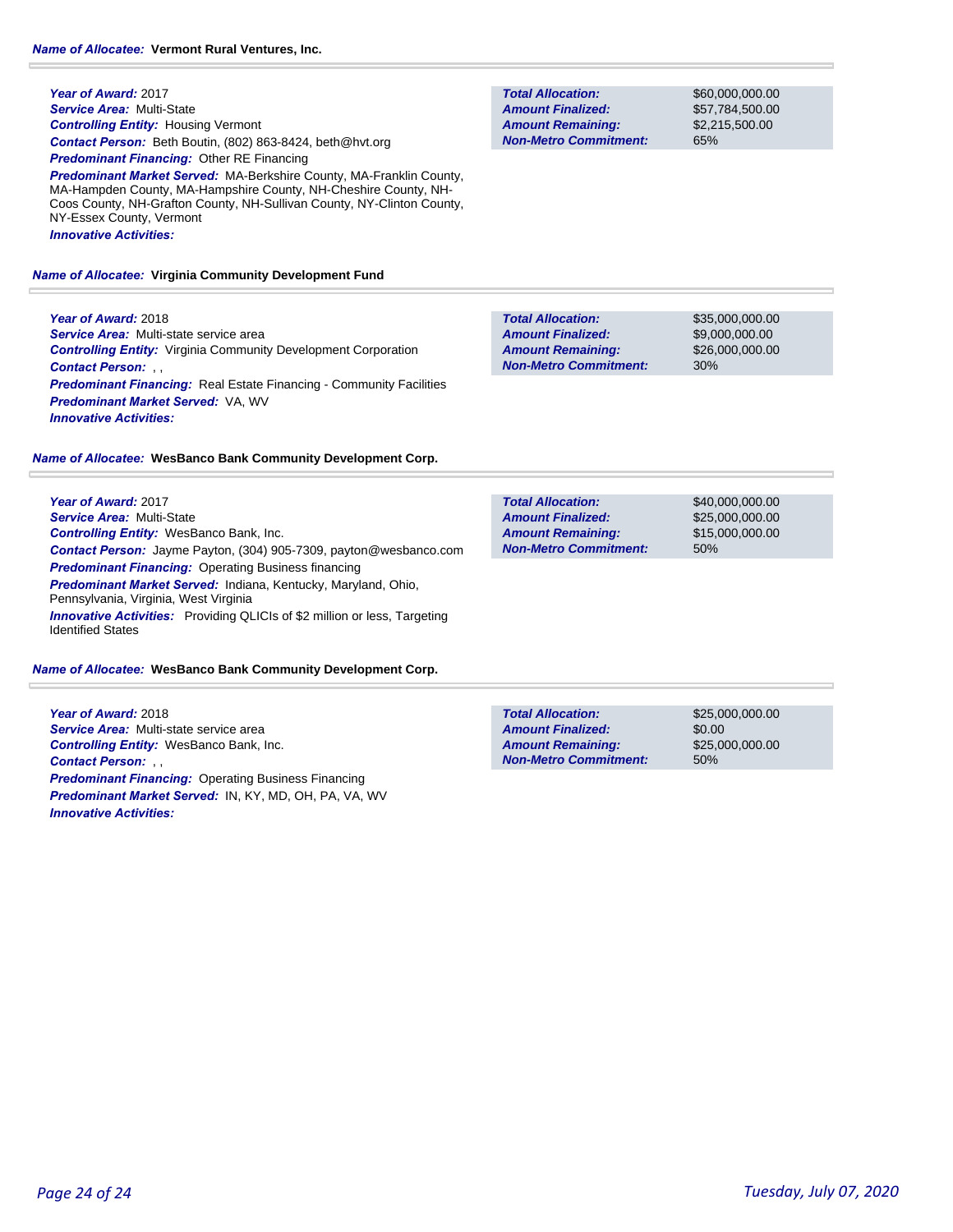**Name of Allocatee: Vermont Rural Ventures, Inc.**

***Year of Award:*** 2017
***Service Area:*** Multi-State
***Controlling Entity:*** Housing Vermont
***Contact Person:*** Beth Boutin, (802) 863-8424, beth@hvt.org
***Predominant Financing:*** Other RE Financing
***Predominant Market Served:*** MA-Berkshire County, MA-Franklin County, MA-Hampden County, MA-Hampshire County, NH-Cheshire County, NH-Coos County, NH-Grafton County, NH-Sullivan County, NY-Clinton County, NY-Essex County, Vermont
***Innovative Activities:***

| | |
|---|---|
| **Total Allocation:** | $60,000,000.00 |
| **Amount Finalized:** | $57,784,500.00 |
| **Amount Remaining:** | $2,215,500.00 |
| **Non-Metro Commitment:** | 65% |

**Name of Allocatee: Virginia Community Development Fund**

***Year of Award:*** 2018
***Service Area:*** Multi-state service area
***Controlling Entity:*** Virginia Community Development Corporation
***Contact Person:*** , ,
***Predominant Financing:*** Real Estate Financing - Community Facilities
***Predominant Market Served:*** VA, WV
***Innovative Activities:***

| | |
|---|---|
| **Total Allocation:** | $35,000,000.00 |
| **Amount Finalized:** | $9,000,000.00 |
| **Amount Remaining:** | $26,000,000.00 |
| **Non-Metro Commitment:** | 30% |

**Name of Allocatee: WesBanco Bank Community Development Corp.**

***Year of Award:*** 2017
***Service Area:*** Multi-State
***Controlling Entity:*** WesBanco Bank, Inc.
***Contact Person:*** Jayme Payton, (304) 905-7309, payton@wesbanco.com
***Predominant Financing:*** Operating Business financing
***Predominant Market Served:*** Indiana, Kentucky, Maryland, Ohio, Pennsylvania, Virginia, West Virginia
***Innovative Activities:*** Providing QLICIs of $2 million or less, Targeting Identified States

| | |
|---|---|
| **Total Allocation:** | $40,000,000.00 |
| **Amount Finalized:** | $25,000,000.00 |
| **Amount Remaining:** | $15,000,000.00 |
| **Non-Metro Commitment:** | 50% |

**Name of Allocatee: WesBanco Bank Community Development Corp.**

***Year of Award:*** 2018
***Service Area:*** Multi-state service area
***Controlling Entity:*** WesBanco Bank, Inc.
***Contact Person:*** , ,
***Predominant Financing:*** Operating Business Financing
***Predominant Market Served:*** IN, KY, MD, OH, PA, VA, WV
***Innovative Activities:***

| | |
|---|---|
| **Total Allocation:** | $25,000,000.00 |
| **Amount Finalized:** | $0.00 |
| **Amount Remaining:** | $25,000,000.00 |
| **Non-Metro Commitment:** | 50% |